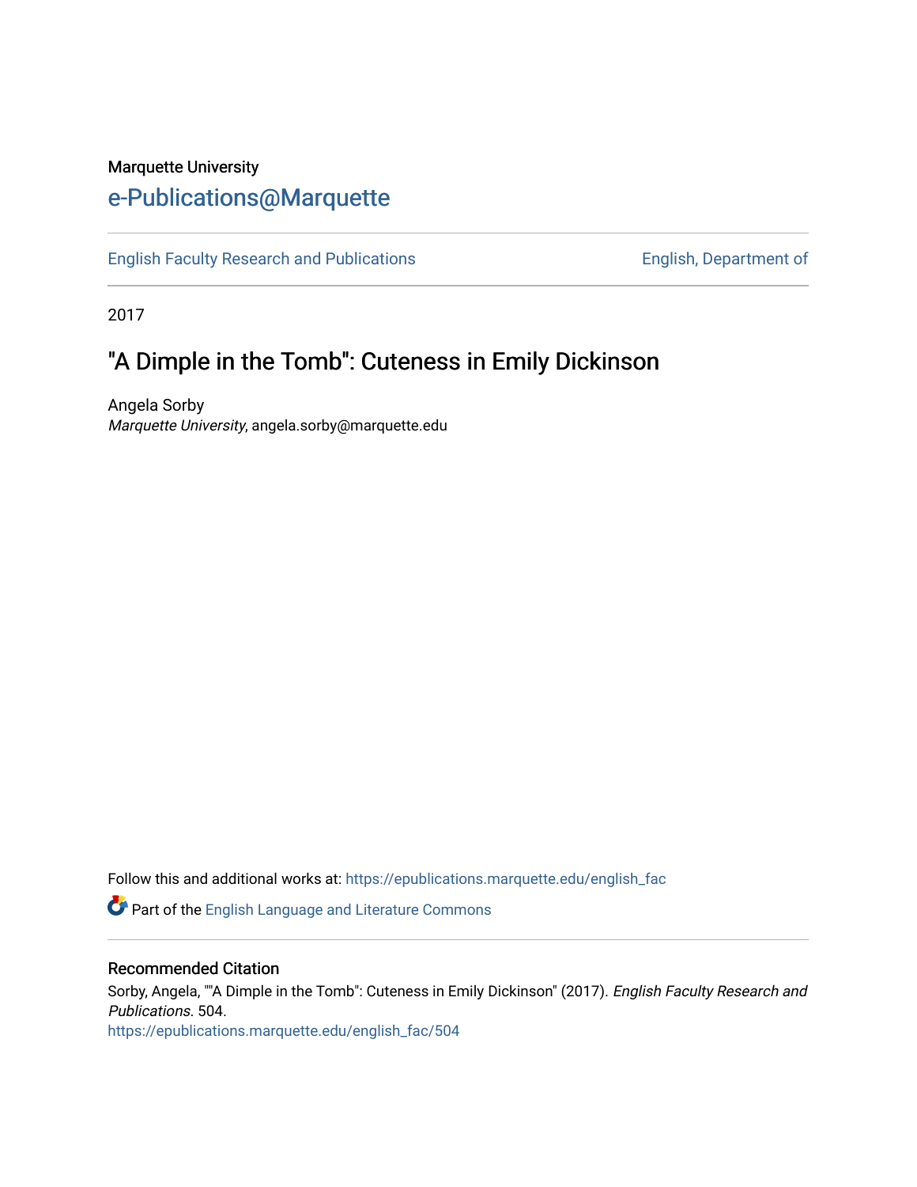Marquette University

# e-Publications@Marquette

English Faculty Research and Publications English, Department of

2017

## "A Dimple in the Tomb": Cuteness in Emily Dickinson

Angela Sorby
*Marquette University*, angela.sorby@marquette.edu

Follow this and additional works at: https://epublications.marquette.edu/english_fac

Part of the English Language and Literature Commons

### Recommended Citation

Sorby, Angela, ""A Dimple in the Tomb": Cuteness in Emily Dickinson" (2017). *English Faculty Research and Publications*. 504.
https://epublications.marquette.edu/english_fac/504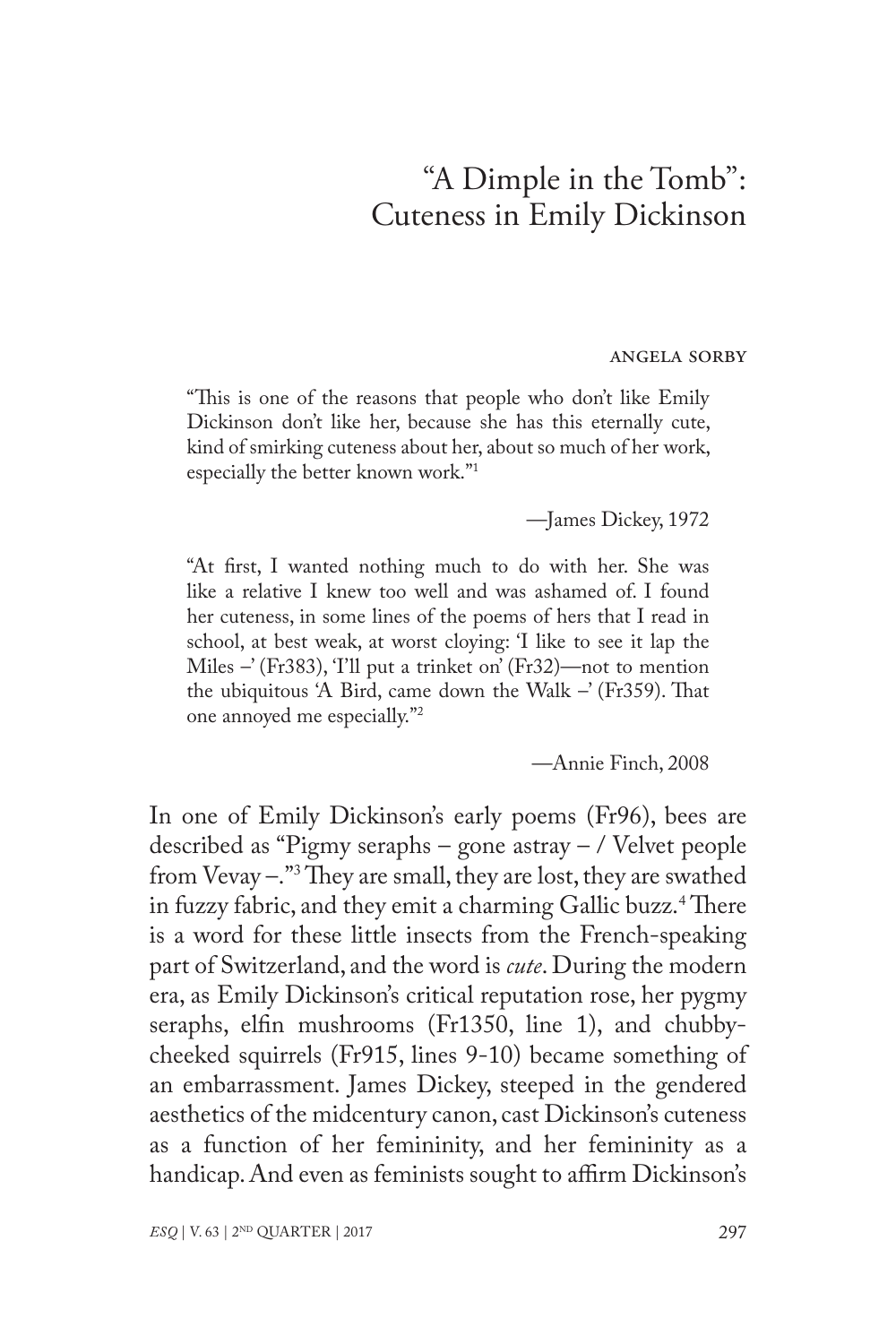# "A Dimple in the Tomb": Cuteness in Emily Dickinson

ANGELA SORBY

> "This is one of the reasons that people who don't like Emily Dickinson don't like her, because she has this eternally cute, kind of smirking cuteness about her, about so much of her work, especially the better known work."[1]
>
> —James Dickey, 1972

> "At first, I wanted nothing much to do with her. She was like a relative I knew too well and was ashamed of. I found her cuteness, in some lines of the poems of hers that I read in school, at best weak, at worst cloying: 'I like to see it lap the Miles –' (Fr383), 'I'll put a trinket on' (Fr32)—not to mention the ubiquitous 'A Bird, came down the Walk –' (Fr359). That one annoyed me especially."[2]
>
> —Annie Finch, 2008

In one of Emily Dickinson's early poems (Fr96), bees are described as "Pigmy seraphs – gone astray – / Velvet people from Vevay –."[3] They are small, they are lost, they are swathed in fuzzy fabric, and they emit a charming Gallic buzz.[4] There is a word for these little insects from the French-speaking part of Switzerland, and the word is *cute*. During the modern era, as Emily Dickinson's critical reputation rose, her pygmy seraphs, elfin mushrooms (Fr1350, line 1), and chubby-cheeked squirrels (Fr915, lines 9-10) became something of an embarrassment. James Dickey, steeped in the gendered aesthetics of the midcentury canon, cast Dickinson's cuteness as a function of her femininity, and her femininity as a handicap. And even as feminists sought to affirm Dickinson's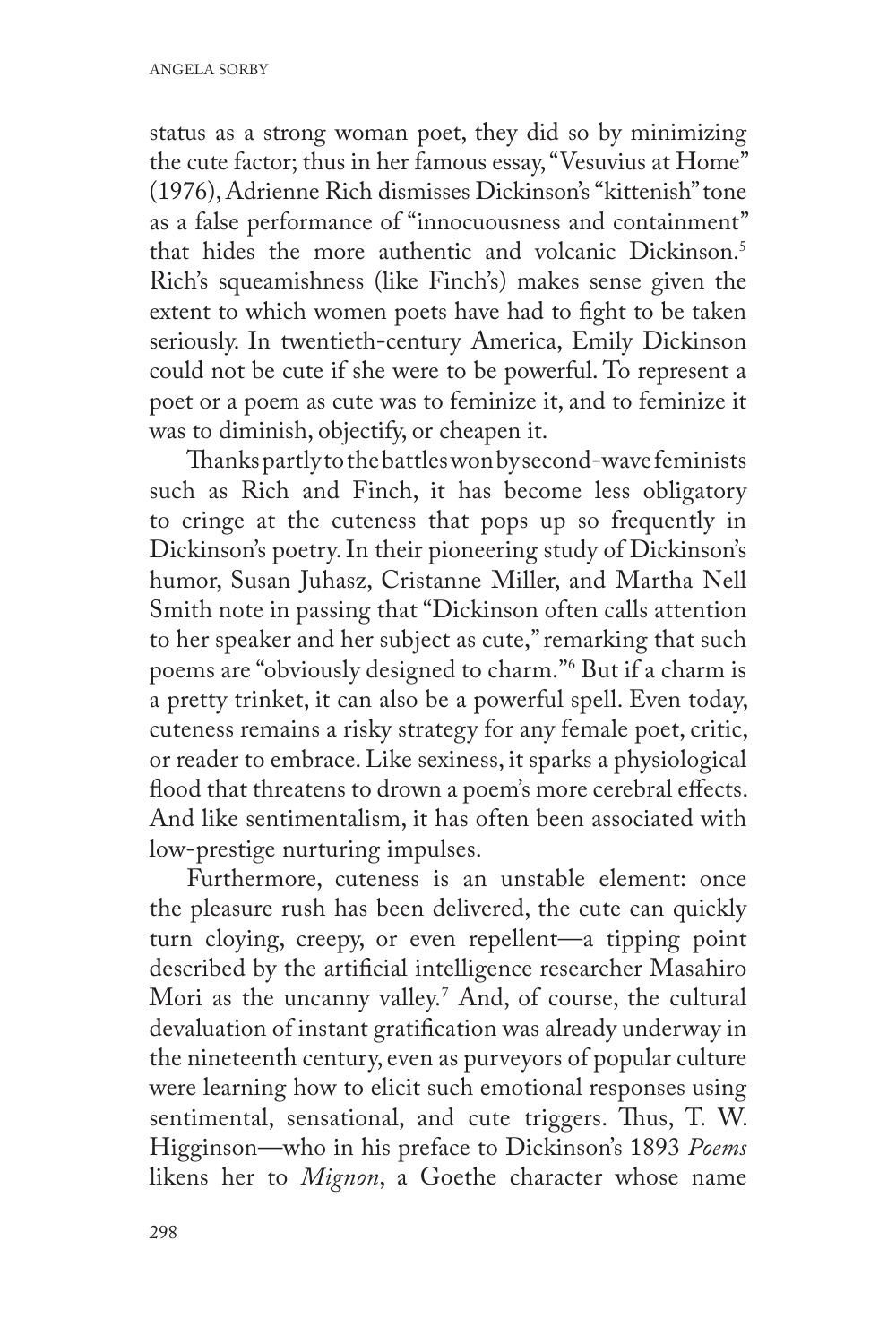status as a strong woman poet, they did so by minimizing the cute factor; thus in her famous essay, "Vesuvius at Home" (1976), Adrienne Rich dismisses Dickinson's "kittenish" tone as a false performance of "innocuousness and containment" that hides the more authentic and volcanic Dickinson.[5] Rich's squeamishness (like Finch's) makes sense given the extent to which women poets have had to fight to be taken seriously. In twentieth-century America, Emily Dickinson could not be cute if she were to be powerful. To represent a poet or a poem as cute was to feminize it, and to feminize it was to diminish, objectify, or cheapen it.

Thanks partly to the battles won by second-wave feminists such as Rich and Finch, it has become less obligatory to cringe at the cuteness that pops up so frequently in Dickinson's poetry. In their pioneering study of Dickinson's humor, Susan Juhasz, Cristanne Miller, and Martha Nell Smith note in passing that "Dickinson often calls attention to her speaker and her subject as cute," remarking that such poems are "obviously designed to charm."[6] But if a charm is a pretty trinket, it can also be a powerful spell. Even today, cuteness remains a risky strategy for any female poet, critic, or reader to embrace. Like sexiness, it sparks a physiological flood that threatens to drown a poem's more cerebral effects. And like sentimentalism, it has often been associated with low-prestige nurturing impulses.

Furthermore, cuteness is an unstable element: once the pleasure rush has been delivered, the cute can quickly turn cloying, creepy, or even repellent—a tipping point described by the artificial intelligence researcher Masahiro Mori as the uncanny valley.[7] And, of course, the cultural devaluation of instant gratification was already underway in the nineteenth century, even as purveyors of popular culture were learning how to elicit such emotional responses using sentimental, sensational, and cute triggers. Thus, T. W. Higginson—who in his preface to Dickinson's 1893 *Poems* likens her to *Mignon*, a Goethe character whose name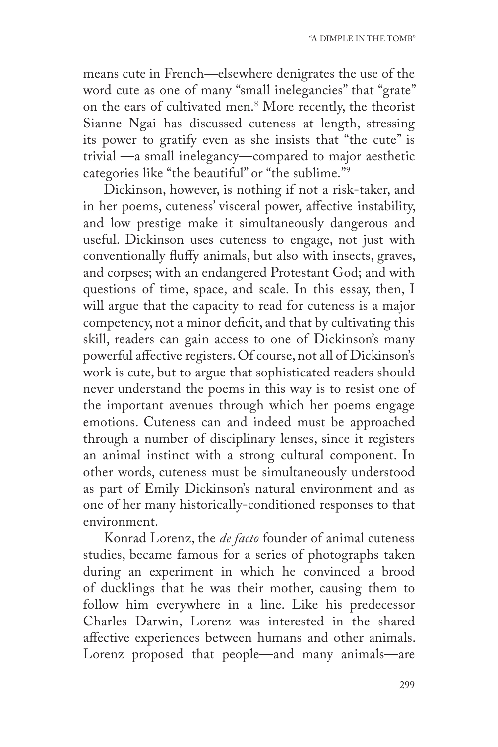means cute in French—elsewhere denigrates the use of the word cute as one of many "small inelegancies" that "grate" on the ears of cultivated men.[8] More recently, the theorist Sianne Ngai has discussed cuteness at length, stressing its power to gratify even as she insists that "the cute" is trivial —a small inelegancy—compared to major aesthetic categories like "the beautiful" or "the sublime."[9]

Dickinson, however, is nothing if not a risk-taker, and in her poems, cuteness' visceral power, affective instability, and low prestige make it simultaneously dangerous and useful. Dickinson uses cuteness to engage, not just with conventionally fluffy animals, but also with insects, graves, and corpses; with an endangered Protestant God; and with questions of time, space, and scale. In this essay, then, I will argue that the capacity to read for cuteness is a major competency, not a minor deficit, and that by cultivating this skill, readers can gain access to one of Dickinson's many powerful affective registers. Of course, not all of Dickinson's work is cute, but to argue that sophisticated readers should never understand the poems in this way is to resist one of the important avenues through which her poems engage emotions. Cuteness can and indeed must be approached through a number of disciplinary lenses, since it registers an animal instinct with a strong cultural component. In other words, cuteness must be simultaneously understood as part of Emily Dickinson's natural environment and as one of her many historically-conditioned responses to that environment.

Konrad Lorenz, the *de facto* founder of animal cuteness studies, became famous for a series of photographs taken during an experiment in which he convinced a brood of ducklings that he was their mother, causing them to follow him everywhere in a line. Like his predecessor Charles Darwin, Lorenz was interested in the shared affective experiences between humans and other animals. Lorenz proposed that people—and many animals—are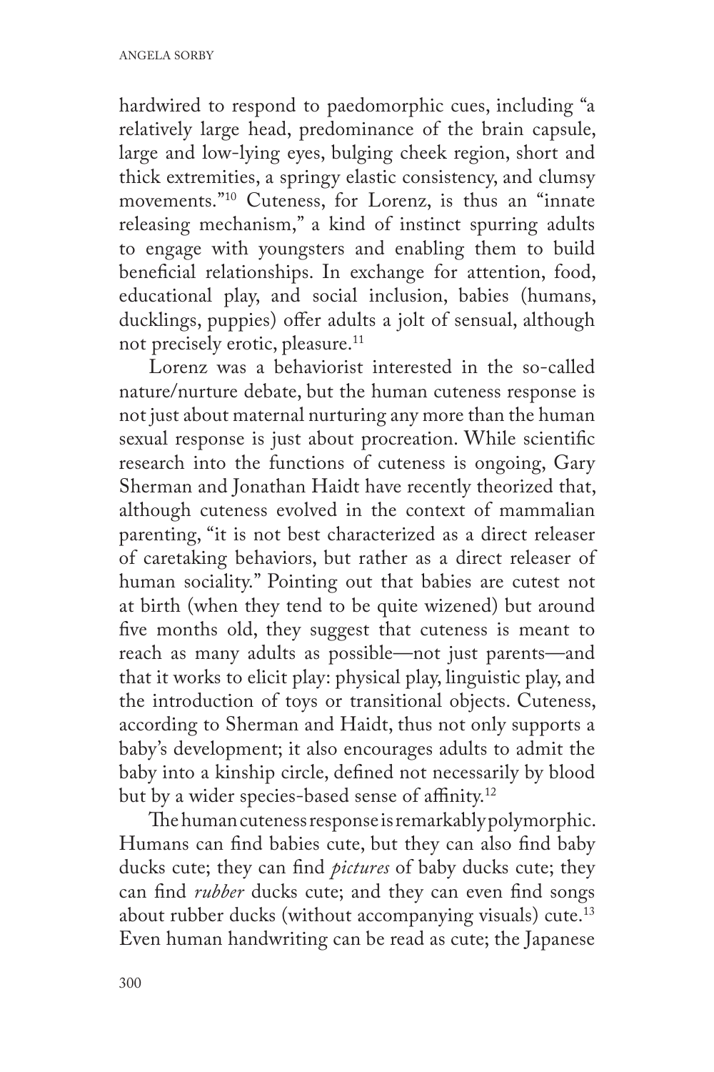hardwired to respond to paedomorphic cues, including "a relatively large head, predominance of the brain capsule, large and low-lying eyes, bulging cheek region, short and thick extremities, a springy elastic consistency, and clumsy movements."[10] Cuteness, for Lorenz, is thus an "innate releasing mechanism," a kind of instinct spurring adults to engage with youngsters and enabling them to build beneficial relationships. In exchange for attention, food, educational play, and social inclusion, babies (humans, ducklings, puppies) offer adults a jolt of sensual, although not precisely erotic, pleasure.[11]

Lorenz was a behaviorist interested in the so-called nature/nurture debate, but the human cuteness response is not just about maternal nurturing any more than the human sexual response is just about procreation. While scientific research into the functions of cuteness is ongoing, Gary Sherman and Jonathan Haidt have recently theorized that, although cuteness evolved in the context of mammalian parenting, "it is not best characterized as a direct releaser of caretaking behaviors, but rather as a direct releaser of human sociality." Pointing out that babies are cutest not at birth (when they tend to be quite wizened) but around five months old, they suggest that cuteness is meant to reach as many adults as possible—not just parents—and that it works to elicit play: physical play, linguistic play, and the introduction of toys or transitional objects. Cuteness, according to Sherman and Haidt, thus not only supports a baby's development; it also encourages adults to admit the baby into a kinship circle, defined not necessarily by blood but by a wider species-based sense of affinity.[12]

The human cuteness response is remarkably polymorphic. Humans can find babies cute, but they can also find baby ducks cute; they can find *pictures* of baby ducks cute; they can find *rubber* ducks cute; and they can even find songs about rubber ducks (without accompanying visuals) cute.[13] Even human handwriting can be read as cute; the Japanese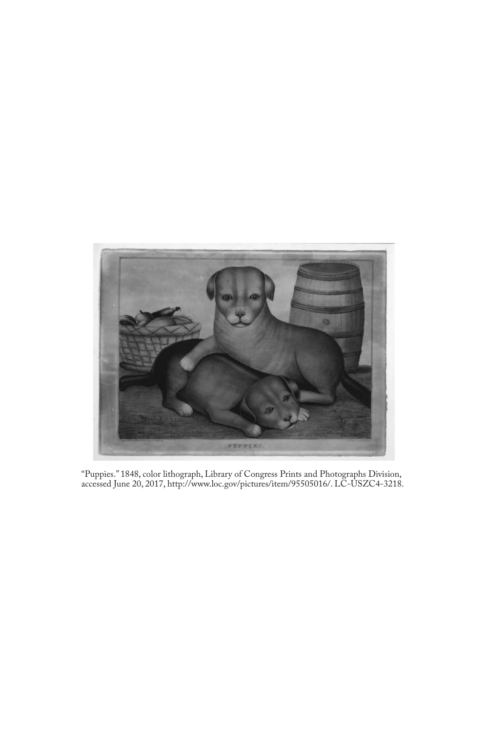"Puppies." 1848, color lithograph, Library of Congress Prints and Photographs Division, accessed June 20, 2017, http://www.loc.gov/pictures/item/95505016/. LC-USZC4-3218.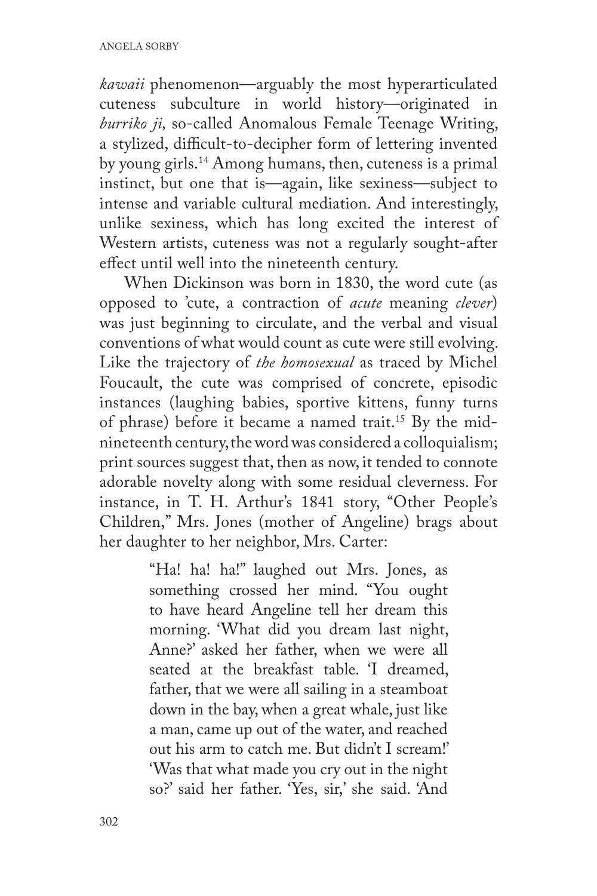*kawaii* phenomenon—arguably the most hyperarticulated cuteness subculture in world history—originated in *burriko ji,* so-called Anomalous Female Teenage Writing, a stylized, difficult-to-decipher form of lettering invented by young girls.[14] Among humans, then, cuteness is a primal instinct, but one that is—again, like sexiness—subject to intense and variable cultural mediation. And interestingly, unlike sexiness, which has long excited the interest of Western artists, cuteness was not a regularly sought-after effect until well into the nineteenth century.

When Dickinson was born in 1830, the word cute (as opposed to 'cute, a contraction of *acute* meaning *clever*) was just beginning to circulate, and the verbal and visual conventions of what would count as cute were still evolving. Like the trajectory of *the homosexual* as traced by Michel Foucault, the cute was comprised of concrete, episodic instances (laughing babies, sportive kittens, funny turns of phrase) before it became a named trait.[15] By the mid-nineteenth century, the word was considered a colloquialism; print sources suggest that, then as now, it tended to connote adorable novelty along with some residual cleverness. For instance, in T. H. Arthur's 1841 story, "Other People's Children," Mrs. Jones (mother of Angeline) brags about her daughter to her neighbor, Mrs. Carter:

> "Ha! ha! ha!" laughed out Mrs. Jones, as something crossed her mind. "You ought to have heard Angeline tell her dream this morning. 'What did you dream last night, Anne?' asked her father, when we were all seated at the breakfast table. 'I dreamed, father, that we were all sailing in a steamboat down in the bay, when a great whale, just like a man, came up out of the water, and reached out his arm to catch me. But didn't I scream!' 'Was that what made you cry out in the night so?' said her father. 'Yes, sir,' she said. 'And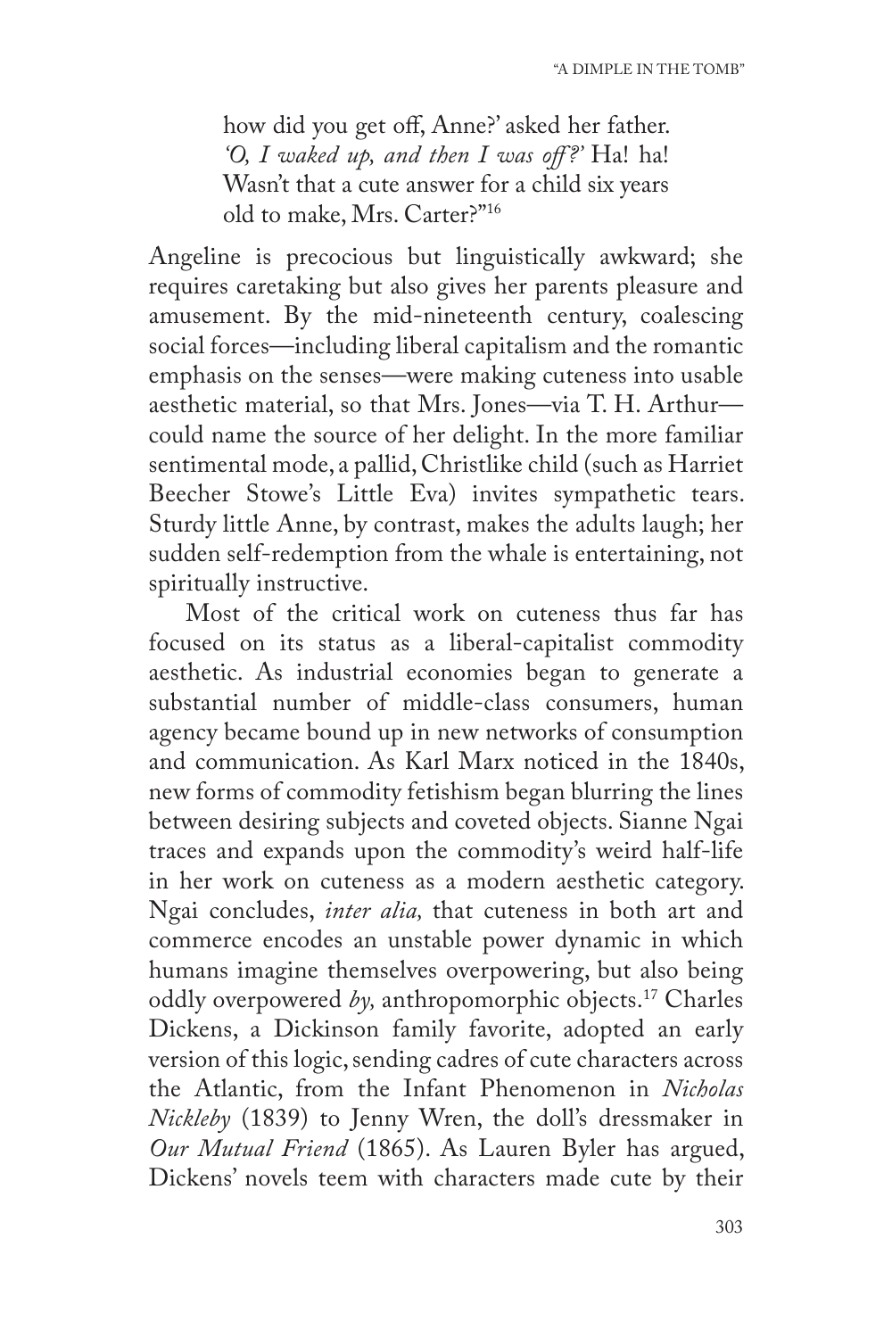> how did you get off, Anne?' asked her father. *'O, I waked up, and then I was off?'* Ha! ha! Wasn't that a cute answer for a child six years old to make, Mrs. Carter?"[16]

Angeline is precocious but linguistically awkward; she requires caretaking but also gives her parents pleasure and amusement. By the mid-nineteenth century, coalescing social forces—including liberal capitalism and the romantic emphasis on the senses—were making cuteness into usable aesthetic material, so that Mrs. Jones—via T. H. Arthur—could name the source of her delight. In the more familiar sentimental mode, a pallid, Christlike child (such as Harriet Beecher Stowe's Little Eva) invites sympathetic tears. Sturdy little Anne, by contrast, makes the adults laugh; her sudden self-redemption from the whale is entertaining, not spiritually instructive.

Most of the critical work on cuteness thus far has focused on its status as a liberal-capitalist commodity aesthetic. As industrial economies began to generate a substantial number of middle-class consumers, human agency became bound up in new networks of consumption and communication. As Karl Marx noticed in the 1840s, new forms of commodity fetishism began blurring the lines between desiring subjects and coveted objects. Sianne Ngai traces and expands upon the commodity's weird half-life in her work on cuteness as a modern aesthetic category. Ngai concludes, *inter alia,* that cuteness in both art and commerce encodes an unstable power dynamic in which humans imagine themselves overpowering, but also being oddly overpowered *by,* anthropomorphic objects.[17] Charles Dickens, a Dickinson family favorite, adopted an early version of this logic, sending cadres of cute characters across the Atlantic, from the Infant Phenomenon in *Nicholas Nickleby* (1839) to Jenny Wren, the doll's dressmaker in *Our Mutual Friend* (1865). As Lauren Byler has argued, Dickens' novels teem with characters made cute by their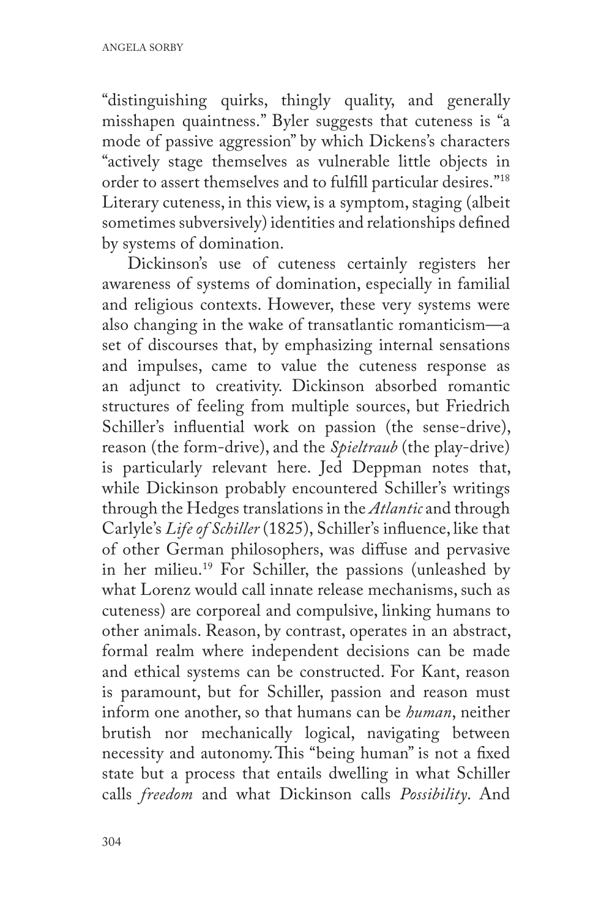"distinguishing quirks, thingly quality, and generally misshapen quaintness." Byler suggests that cuteness is "a mode of passive aggression" by which Dickens's characters "actively stage themselves as vulnerable little objects in order to assert themselves and to fulfill particular desires."[18] Literary cuteness, in this view, is a symptom, staging (albeit sometimes subversively) identities and relationships defined by systems of domination.

Dickinson's use of cuteness certainly registers her awareness of systems of domination, especially in familial and religious contexts. However, these very systems were also changing in the wake of transatlantic romanticism—a set of discourses that, by emphasizing internal sensations and impulses, came to value the cuteness response as an adjunct to creativity. Dickinson absorbed romantic structures of feeling from multiple sources, but Friedrich Schiller's influential work on passion (the sense-drive), reason (the form-drive), and the *Spieltraub* (the play-drive) is particularly relevant here. Jed Deppman notes that, while Dickinson probably encountered Schiller's writings through the Hedges translations in the *Atlantic* and through Carlyle's *Life of Schiller* (1825), Schiller's influence, like that of other German philosophers, was diffuse and pervasive in her milieu.[19] For Schiller, the passions (unleashed by what Lorenz would call innate release mechanisms, such as cuteness) are corporeal and compulsive, linking humans to other animals. Reason, by contrast, operates in an abstract, formal realm where independent decisions can be made and ethical systems can be constructed. For Kant, reason is paramount, but for Schiller, passion and reason must inform one another, so that humans can be *human*, neither brutish nor mechanically logical, navigating between necessity and autonomy. This "being human" is not a fixed state but a process that entails dwelling in what Schiller calls *freedom* and what Dickinson calls *Possibility*. And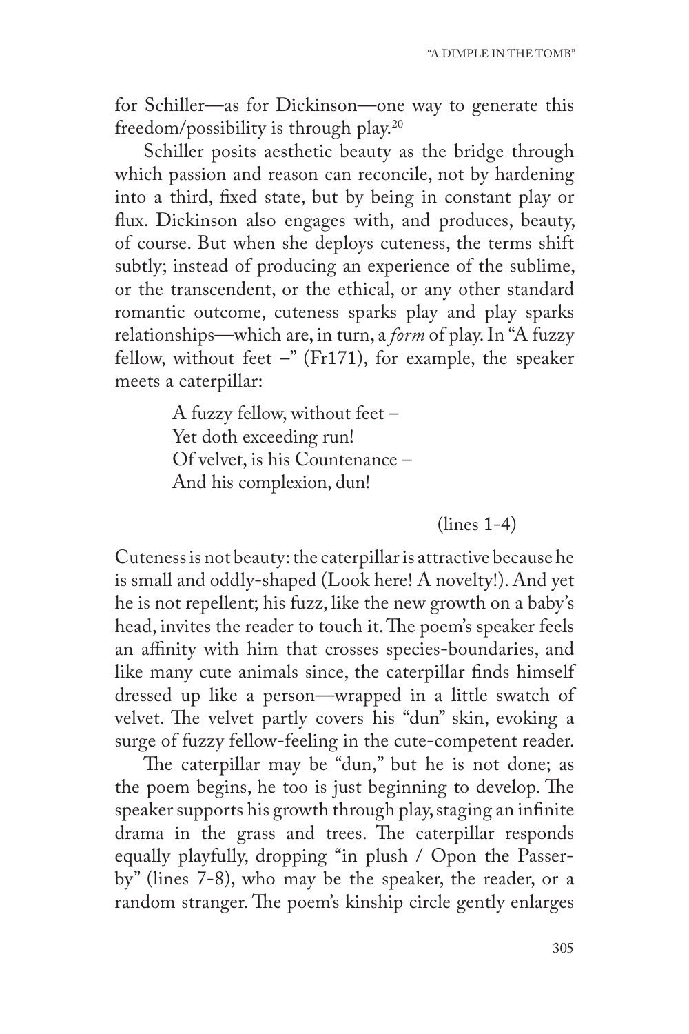for Schiller—as for Dickinson—one way to generate this freedom/possibility is through play.[20]

Schiller posits aesthetic beauty as the bridge through which passion and reason can reconcile, not by hardening into a third, fixed state, but by being in constant play or flux. Dickinson also engages with, and produces, beauty, of course. But when she deploys cuteness, the terms shift subtly; instead of producing an experience of the sublime, or the transcendent, or the ethical, or any other standard romantic outcome, cuteness sparks play and play sparks relationships—which are, in turn, a *form* of play. In "A fuzzy fellow, without feet –" (Fr171), for example, the speaker meets a caterpillar:

> A fuzzy fellow, without feet –
> Yet doth exceeding run!
> Of velvet, is his Countenance –
> And his complexion, dun!
>
> (lines 1-4)

Cuteness is not beauty: the caterpillar is attractive because he is small and oddly-shaped (Look here! A novelty!). And yet he is not repellent; his fuzz, like the new growth on a baby's head, invites the reader to touch it. The poem's speaker feels an affinity with him that crosses species-boundaries, and like many cute animals since, the caterpillar finds himself dressed up like a person—wrapped in a little swatch of velvet. The velvet partly covers his "dun" skin, evoking a surge of fuzzy fellow-feeling in the cute-competent reader.

The caterpillar may be "dun," but he is not done; as the poem begins, he too is just beginning to develop. The speaker supports his growth through play, staging an infinite drama in the grass and trees. The caterpillar responds equally playfully, dropping "in plush / Opon the Passer-by" (lines 7-8), who may be the speaker, the reader, or a random stranger. The poem's kinship circle gently enlarges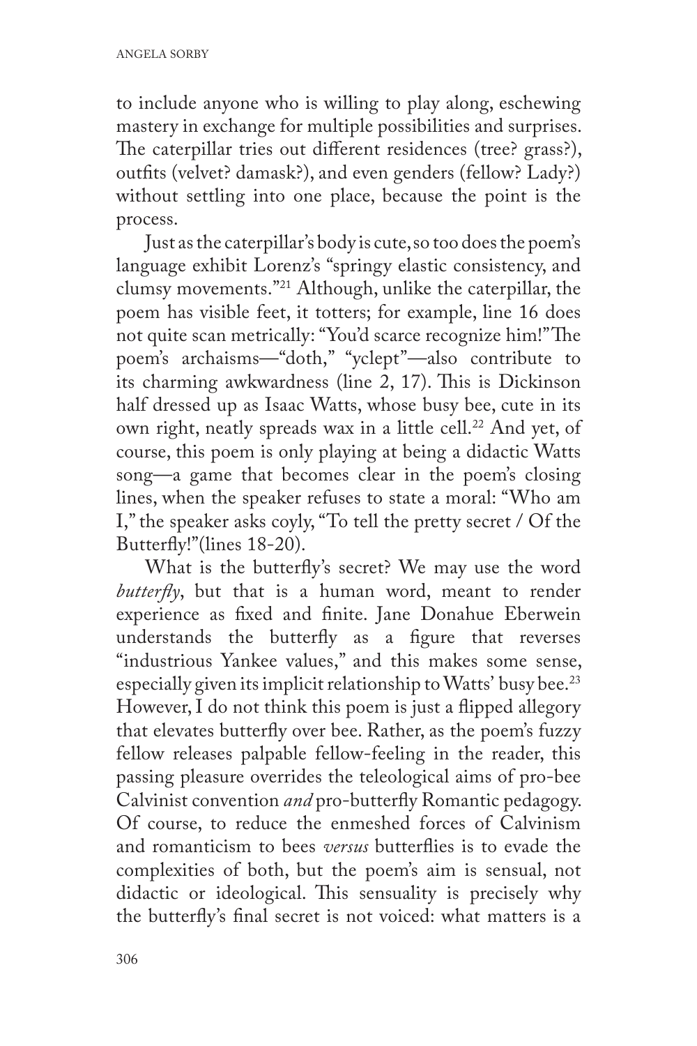to include anyone who is willing to play along, eschewing mastery in exchange for multiple possibilities and surprises. The caterpillar tries out different residences (tree? grass?), outfits (velvet? damask?), and even genders (fellow? Lady?) without settling into one place, because the point is the process.

Just as the caterpillar's body is cute, so too does the poem's language exhibit Lorenz's "springy elastic consistency, and clumsy movements."[21] Although, unlike the caterpillar, the poem has visible feet, it totters; for example, line 16 does not quite scan metrically: "You'd scarce recognize him!" The poem's archaisms—"doth," "yclept"—also contribute to its charming awkwardness (line 2, 17). This is Dickinson half dressed up as Isaac Watts, whose busy bee, cute in its own right, neatly spreads wax in a little cell.[22] And yet, of course, this poem is only playing at being a didactic Watts song—a game that becomes clear in the poem's closing lines, when the speaker refuses to state a moral: "Who am I," the speaker asks coyly, "To tell the pretty secret / Of the Butterfly!"(lines 18-20).

What is the butterfly's secret? We may use the word *butterfly*, but that is a human word, meant to render experience as fixed and finite. Jane Donahue Eberwein understands the butterfly as a figure that reverses "industrious Yankee values," and this makes some sense, especially given its implicit relationship to Watts' busy bee.[23] However, I do not think this poem is just a flipped allegory that elevates butterfly over bee. Rather, as the poem's fuzzy fellow releases palpable fellow-feeling in the reader, this passing pleasure overrides the teleological aims of pro-bee Calvinist convention *and* pro-butterfly Romantic pedagogy. Of course, to reduce the enmeshed forces of Calvinism and romanticism to bees *versus* butterflies is to evade the complexities of both, but the poem's aim is sensual, not didactic or ideological. This sensuality is precisely why the butterfly's final secret is not voiced: what matters is a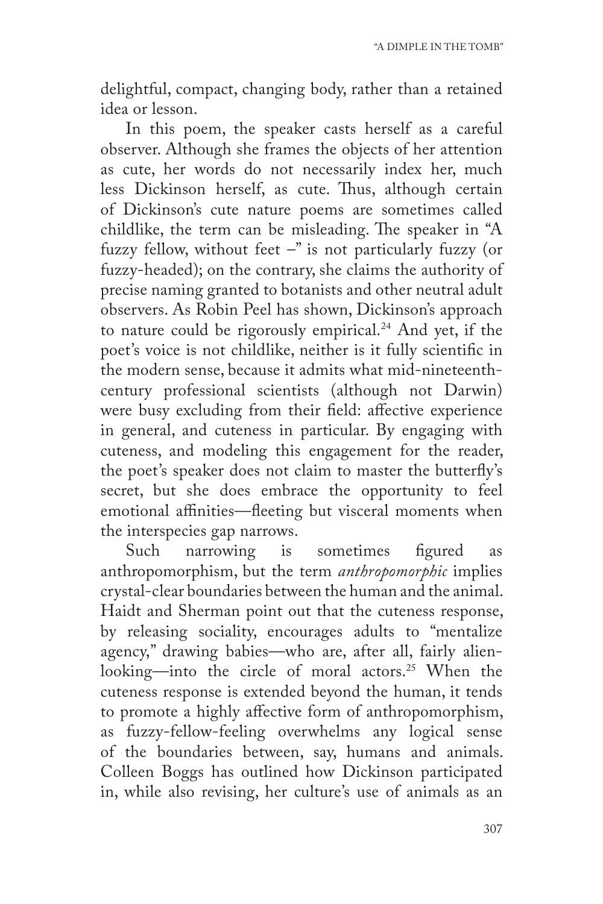delightful, compact, changing body, rather than a retained idea or lesson.

In this poem, the speaker casts herself as a careful observer. Although she frames the objects of her attention as cute, her words do not necessarily index her, much less Dickinson herself, as cute. Thus, although certain of Dickinson's cute nature poems are sometimes called childlike, the term can be misleading. The speaker in "A fuzzy fellow, without feet –" is not particularly fuzzy (or fuzzy-headed); on the contrary, she claims the authority of precise naming granted to botanists and other neutral adult observers. As Robin Peel has shown, Dickinson's approach to nature could be rigorously empirical.[24] And yet, if the poet's voice is not childlike, neither is it fully scientific in the modern sense, because it admits what mid-nineteenth-century professional scientists (although not Darwin) were busy excluding from their field: affective experience in general, and cuteness in particular. By engaging with cuteness, and modeling this engagement for the reader, the poet's speaker does not claim to master the butterfly's secret, but she does embrace the opportunity to feel emotional affinities—fleeting but visceral moments when the interspecies gap narrows.

Such narrowing is sometimes figured as anthropomorphism, but the term *anthropomorphic* implies crystal-clear boundaries between the human and the animal. Haidt and Sherman point out that the cuteness response, by releasing sociality, encourages adults to "mentalize agency," drawing babies—who are, after all, fairly alien-looking—into the circle of moral actors.[25] When the cuteness response is extended beyond the human, it tends to promote a highly affective form of anthropomorphism, as fuzzy-fellow-feeling overwhelms any logical sense of the boundaries between, say, humans and animals. Colleen Boggs has outlined how Dickinson participated in, while also revising, her culture's use of animals as an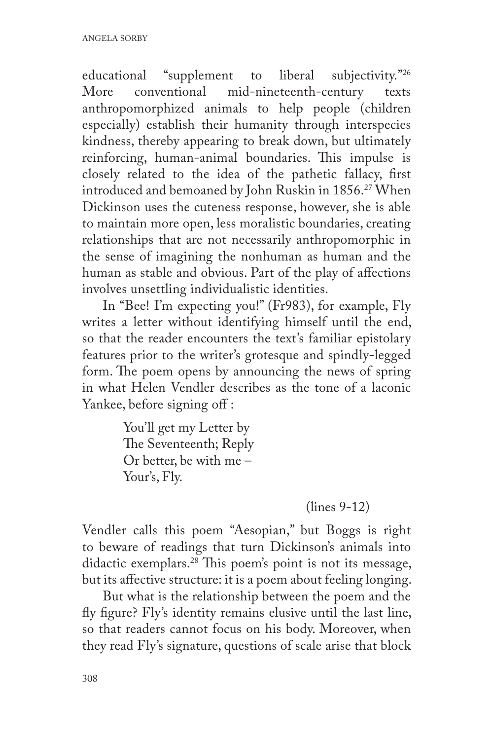educational "supplement to liberal subjectivity."[26] More conventional mid-nineteenth-century texts anthropomorphized animals to help people (children especially) establish their humanity through interspecies kindness, thereby appearing to break down, but ultimately reinforcing, human-animal boundaries. This impulse is closely related to the idea of the pathetic fallacy, first introduced and bemoaned by John Ruskin in 1856.[27] When Dickinson uses the cuteness response, however, she is able to maintain more open, less moralistic boundaries, creating relationships that are not necessarily anthropomorphic in the sense of imagining the nonhuman as human and the human as stable and obvious. Part of the play of affections involves unsettling individualistic identities.

In "Bee! I'm expecting you!" (Fr983), for example, Fly writes a letter without identifying himself until the end, so that the reader encounters the text's familiar epistolary features prior to the writer's grotesque and spindly-legged form. The poem opens by announcing the news of spring in what Helen Vendler describes as the tone of a laconic Yankee, before signing off :

> You'll get my Letter by
> The Seventeenth; Reply
> Or better, be with me –
> Your's, Fly.
>
> (lines 9-12)

Vendler calls this poem "Aesopian," but Boggs is right to beware of readings that turn Dickinson's animals into didactic exemplars.[28] This poem's point is not its message, but its affective structure: it is a poem about feeling longing.

But what is the relationship between the poem and the fly figure? Fly's identity remains elusive until the last line, so that readers cannot focus on his body. Moreover, when they read Fly's signature, questions of scale arise that block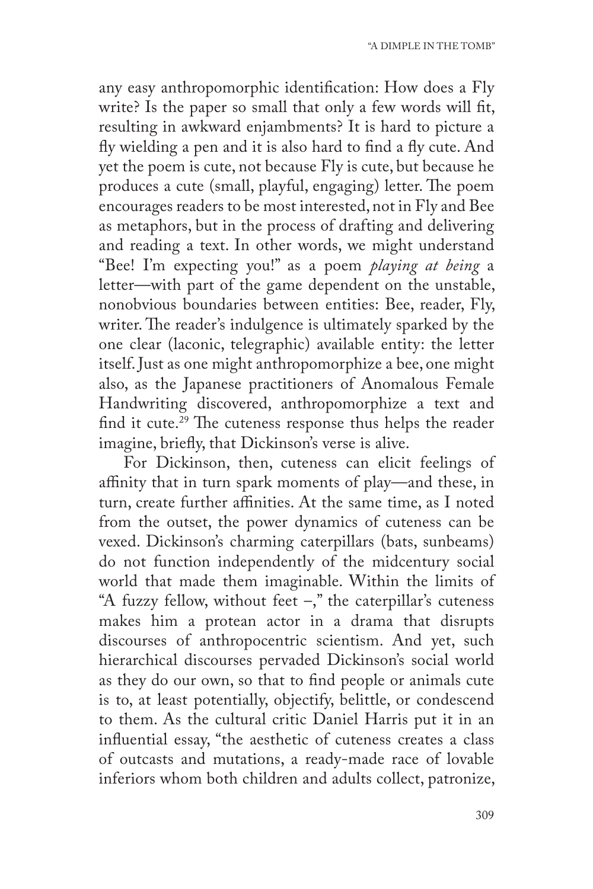any easy anthropomorphic identification: How does a Fly write? Is the paper so small that only a few words will fit, resulting in awkward enjambments? It is hard to picture a fly wielding a pen and it is also hard to find a fly cute. And yet the poem is cute, not because Fly is cute, but because he produces a cute (small, playful, engaging) letter. The poem encourages readers to be most interested, not in Fly and Bee as metaphors, but in the process of drafting and delivering and reading a text. In other words, we might understand "Bee! I'm expecting you!" as a poem *playing at being* a letter—with part of the game dependent on the unstable, nonobvious boundaries between entities: Bee, reader, Fly, writer. The reader's indulgence is ultimately sparked by the one clear (laconic, telegraphic) available entity: the letter itself. Just as one might anthropomorphize a bee, one might also, as the Japanese practitioners of Anomalous Female Handwriting discovered, anthropomorphize a text and find it cute.[29] The cuteness response thus helps the reader imagine, briefly, that Dickinson's verse is alive.

For Dickinson, then, cuteness can elicit feelings of affinity that in turn spark moments of play—and these, in turn, create further affinities. At the same time, as I noted from the outset, the power dynamics of cuteness can be vexed. Dickinson's charming caterpillars (bats, sunbeams) do not function independently of the midcentury social world that made them imaginable. Within the limits of "A fuzzy fellow, without feet –," the caterpillar's cuteness makes him a protean actor in a drama that disrupts discourses of anthropocentric scientism. And yet, such hierarchical discourses pervaded Dickinson's social world as they do our own, so that to find people or animals cute is to, at least potentially, objectify, belittle, or condescend to them. As the cultural critic Daniel Harris put it in an influential essay, "the aesthetic of cuteness creates a class of outcasts and mutations, a ready-made race of lovable inferiors whom both children and adults collect, patronize,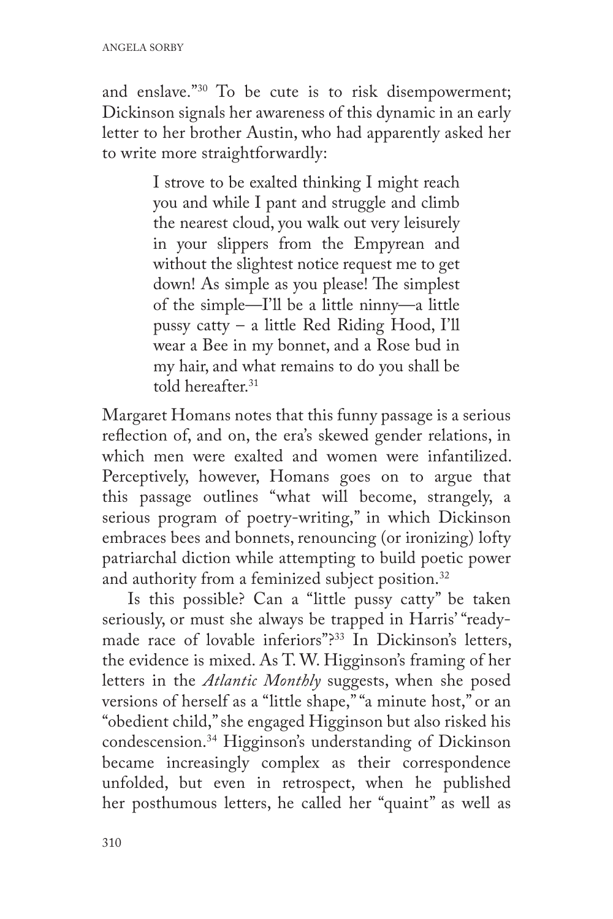and enslave."[30] To be cute is to risk disempowerment; Dickinson signals her awareness of this dynamic in an early letter to her brother Austin, who had apparently asked her to write more straightforwardly:

> I strove to be exalted thinking I might reach you and while I pant and struggle and climb the nearest cloud, you walk out very leisurely in your slippers from the Empyrean and without the slightest notice request me to get down! As simple as you please! The simplest of the simple—I'll be a little ninny—a little pussy catty – a little Red Riding Hood, I'll wear a Bee in my bonnet, and a Rose bud in my hair, and what remains to do you shall be told hereafter.[31]

Margaret Homans notes that this funny passage is a serious reflection of, and on, the era's skewed gender relations, in which men were exalted and women were infantilized. Perceptively, however, Homans goes on to argue that this passage outlines "what will become, strangely, a serious program of poetry-writing," in which Dickinson embraces bees and bonnets, renouncing (or ironizing) lofty patriarchal diction while attempting to build poetic power and authority from a feminized subject position.[32]

Is this possible? Can a "little pussy catty" be taken seriously, or must she always be trapped in Harris' "ready-made race of lovable inferiors"?[33] In Dickinson's letters, the evidence is mixed. As T. W. Higginson's framing of her letters in the *Atlantic Monthly* suggests, when she posed versions of herself as a "little shape," "a minute host," or an "obedient child," she engaged Higginson but also risked his condescension.[34] Higginson's understanding of Dickinson became increasingly complex as their correspondence unfolded, but even in retrospect, when he published her posthumous letters, he called her "quaint" as well as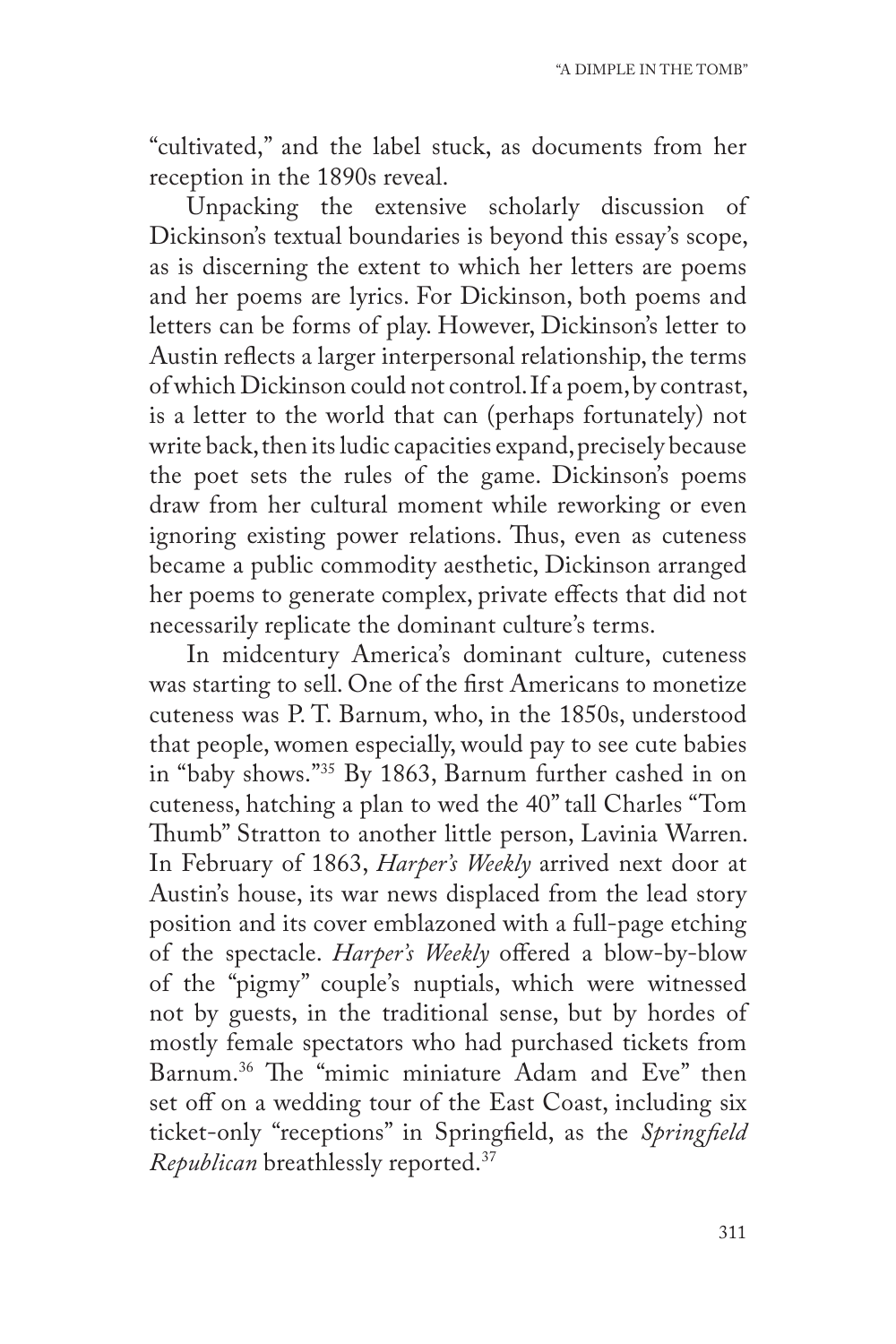"cultivated," and the label stuck, as documents from her reception in the 1890s reveal.

Unpacking the extensive scholarly discussion of Dickinson's textual boundaries is beyond this essay's scope, as is discerning the extent to which her letters are poems and her poems are lyrics. For Dickinson, both poems and letters can be forms of play. However, Dickinson's letter to Austin reflects a larger interpersonal relationship, the terms of which Dickinson could not control. If a poem, by contrast, is a letter to the world that can (perhaps fortunately) not write back, then its ludic capacities expand, precisely because the poet sets the rules of the game. Dickinson's poems draw from her cultural moment while reworking or even ignoring existing power relations. Thus, even as cuteness became a public commodity aesthetic, Dickinson arranged her poems to generate complex, private effects that did not necessarily replicate the dominant culture's terms.

In midcentury America's dominant culture, cuteness was starting to sell. One of the first Americans to monetize cuteness was P. T. Barnum, who, in the 1850s, understood that people, women especially, would pay to see cute babies in "baby shows."[35] By 1863, Barnum further cashed in on cuteness, hatching a plan to wed the 40" tall Charles "Tom Thumb" Stratton to another little person, Lavinia Warren. In February of 1863, *Harper's Weekly* arrived next door at Austin's house, its war news displaced from the lead story position and its cover emblazoned with a full-page etching of the spectacle. *Harper's Weekly* offered a blow-by-blow of the "pigmy" couple's nuptials, which were witnessed not by guests, in the traditional sense, but by hordes of mostly female spectators who had purchased tickets from Barnum.[36] The "mimic miniature Adam and Eve" then set off on a wedding tour of the East Coast, including six ticket-only "receptions" in Springfield, as the *Springfield Republican* breathlessly reported.[37]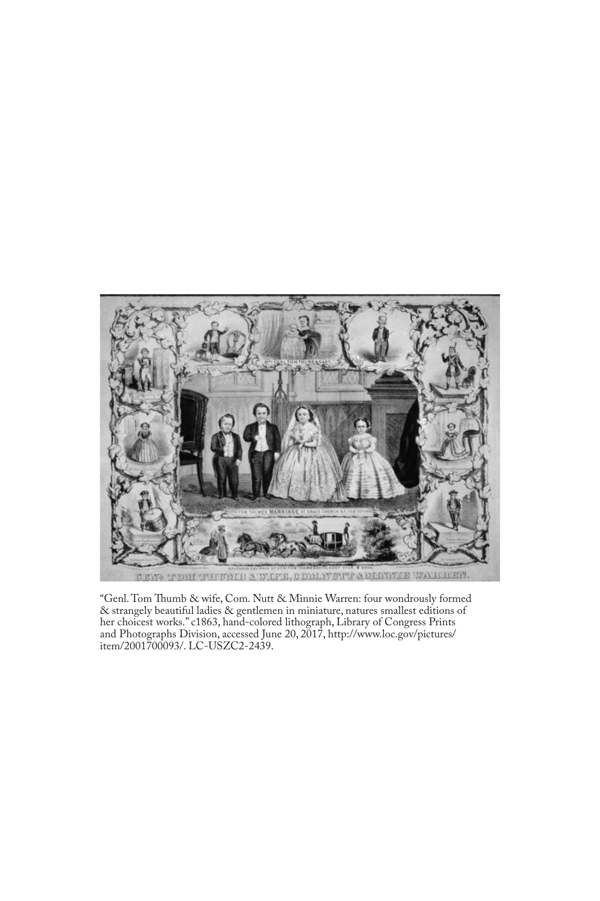"Genl. Tom Thumb & wife, Com. Nutt & Minnie Warren: four wondrously formed & strangely beautiful ladies & gentlemen in miniature, natures smallest editions of her choicest works." c1863, hand-colored lithograph, Library of Congress Prints and Photographs Division, accessed June 20, 2017, http://www.loc.gov/pictures/item/2001700093/. LC-USZC2-2439.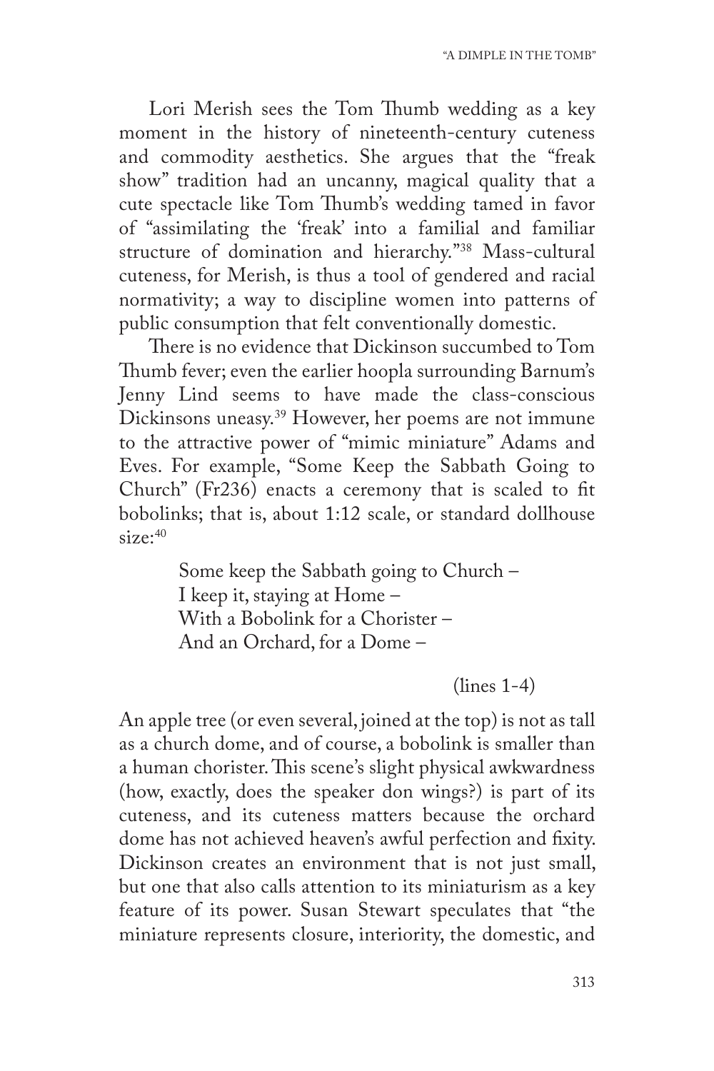Lori Merish sees the Tom Thumb wedding as a key moment in the history of nineteenth-century cuteness and commodity aesthetics. She argues that the "freak show" tradition had an uncanny, magical quality that a cute spectacle like Tom Thumb's wedding tamed in favor of "assimilating the 'freak' into a familial and familiar structure of domination and hierarchy."[38] Mass-cultural cuteness, for Merish, is thus a tool of gendered and racial normativity; a way to discipline women into patterns of public consumption that felt conventionally domestic.

There is no evidence that Dickinson succumbed to Tom Thumb fever; even the earlier hoopla surrounding Barnum's Jenny Lind seems to have made the class-conscious Dickinsons uneasy.[39] However, her poems are not immune to the attractive power of "mimic miniature" Adams and Eves. For example, "Some Keep the Sabbath Going to Church" (Fr236) enacts a ceremony that is scaled to fit bobolinks; that is, about 1:12 scale, or standard dollhouse size:[40]

> Some keep the Sabbath going to Church –  
> I keep it, staying at Home –  
> With a Bobolink for a Chorister –  
> And an Orchard, for a Dome –
>
> (lines 1-4)

An apple tree (or even several, joined at the top) is not as tall as a church dome, and of course, a bobolink is smaller than a human chorister. This scene's slight physical awkwardness (how, exactly, does the speaker don wings?) is part of its cuteness, and its cuteness matters because the orchard dome has not achieved heaven's awful perfection and fixity. Dickinson creates an environment that is not just small, but one that also calls attention to its miniaturism as a key feature of its power. Susan Stewart speculates that "the miniature represents closure, interiority, the domestic, and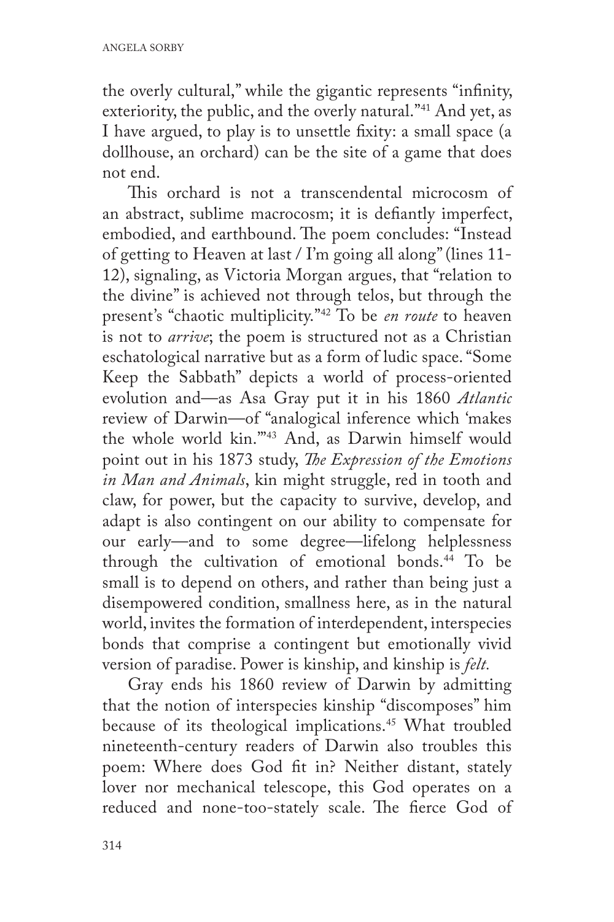the overly cultural," while the gigantic represents "infinity, exteriority, the public, and the overly natural."[41] And yet, as I have argued, to play is to unsettle fixity: a small space (a dollhouse, an orchard) can be the site of a game that does not end.

This orchard is not a transcendental microcosm of an abstract, sublime macrocosm; it is defiantly imperfect, embodied, and earthbound. The poem concludes: "Instead of getting to Heaven at last / I'm going all along" (lines 11-12), signaling, as Victoria Morgan argues, that "relation to the divine" is achieved not through telos, but through the present's "chaotic multiplicity."[42] To be *en route* to heaven is not to *arrive*; the poem is structured not as a Christian eschatological narrative but as a form of ludic space. "Some Keep the Sabbath" depicts a world of process-oriented evolution and—as Asa Gray put it in his 1860 *Atlantic* review of Darwin—of "analogical inference which 'makes the whole world kin.'"[43] And, as Darwin himself would point out in his 1873 study, *The Expression of the Emotions in Man and Animals*, kin might struggle, red in tooth and claw, for power, but the capacity to survive, develop, and adapt is also contingent on our ability to compensate for our early—and to some degree—lifelong helplessness through the cultivation of emotional bonds.[44] To be small is to depend on others, and rather than being just a disempowered condition, smallness here, as in the natural world, invites the formation of interdependent, interspecies bonds that comprise a contingent but emotionally vivid version of paradise. Power is kinship, and kinship is *felt.*

Gray ends his 1860 review of Darwin by admitting that the notion of interspecies kinship "discomposes" him because of its theological implications.[45] What troubled nineteenth-century readers of Darwin also troubles this poem: Where does God fit in? Neither distant, stately lover nor mechanical telescope, this God operates on a reduced and none-too-stately scale. The fierce God of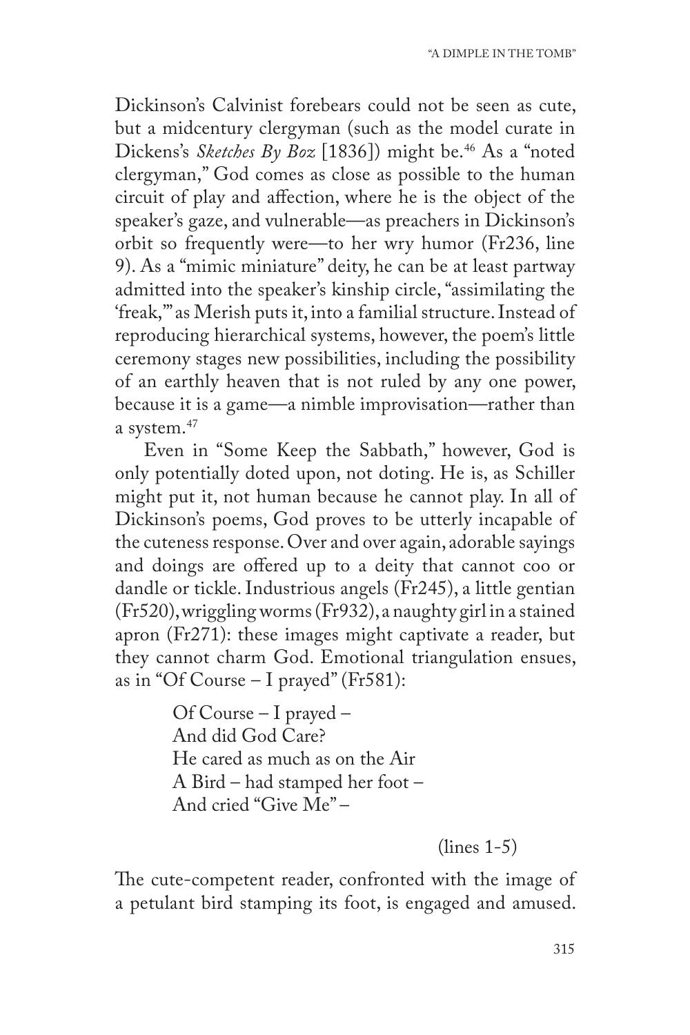Dickinson's Calvinist forebears could not be seen as cute, but a midcentury clergyman (such as the model curate in Dickens's *Sketches By Boz* [1836]) might be.[46] As a "noted clergyman," God comes as close as possible to the human circuit of play and affection, where he is the object of the speaker's gaze, and vulnerable—as preachers in Dickinson's orbit so frequently were—to her wry humor (Fr236, line 9). As a "mimic miniature" deity, he can be at least partway admitted into the speaker's kinship circle, "assimilating the 'freak,'" as Merish puts it, into a familial structure. Instead of reproducing hierarchical systems, however, the poem's little ceremony stages new possibilities, including the possibility of an earthly heaven that is not ruled by any one power, because it is a game—a nimble improvisation—rather than a system.[47]

Even in "Some Keep the Sabbath," however, God is only potentially doted upon, not doting. He is, as Schiller might put it, not human because he cannot play. In all of Dickinson's poems, God proves to be utterly incapable of the cuteness response. Over and over again, adorable sayings and doings are offered up to a deity that cannot coo or dandle or tickle. Industrious angels (Fr245), a little gentian (Fr520), wriggling worms (Fr932), a naughty girl in a stained apron (Fr271): these images might captivate a reader, but they cannot charm God. Emotional triangulation ensues, as in "Of Course – I prayed" (Fr581):

> Of Course – I prayed –
> And did God Care?
> He cared as much as on the Air
> A Bird – had stamped her foot –
> And cried "Give Me" –
>
> (lines 1-5)

The cute-competent reader, confronted with the image of a petulant bird stamping its foot, is engaged and amused.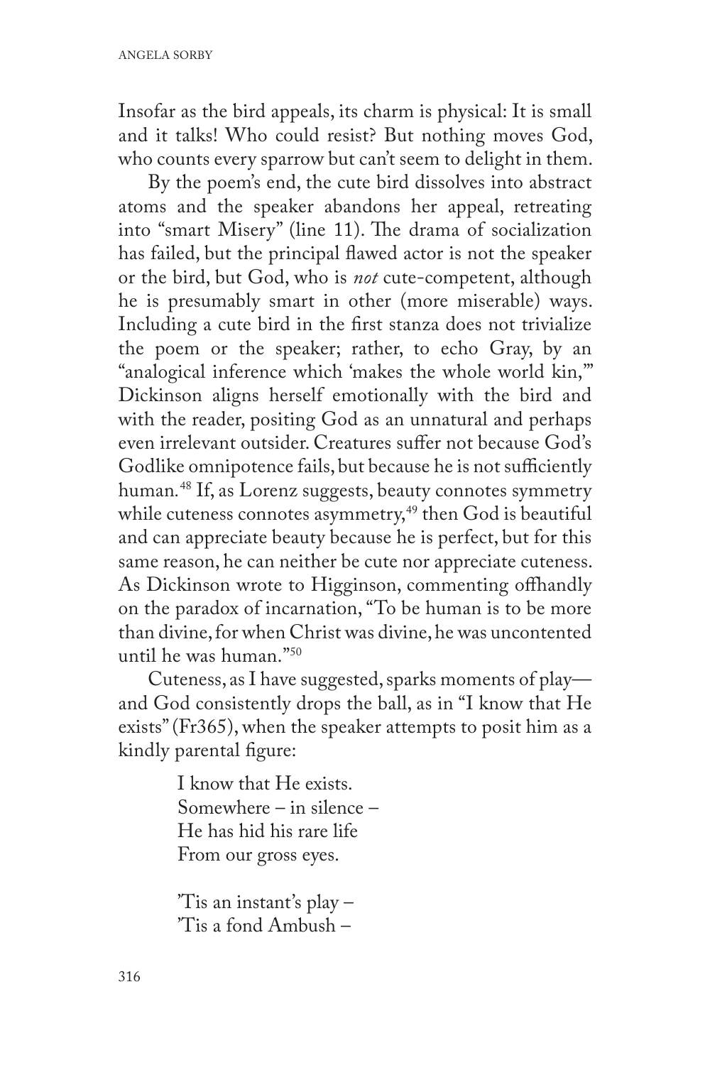Insofar as the bird appeals, its charm is physical: It is small and it talks! Who could resist? But nothing moves God, who counts every sparrow but can't seem to delight in them.

By the poem's end, the cute bird dissolves into abstract atoms and the speaker abandons her appeal, retreating into "smart Misery" (line 11). The drama of socialization has failed, but the principal flawed actor is not the speaker or the bird, but God, who is *not* cute-competent, although he is presumably smart in other (more miserable) ways. Including a cute bird in the first stanza does not trivialize the poem or the speaker; rather, to echo Gray, by an "analogical inference which 'makes the whole world kin,'" Dickinson aligns herself emotionally with the bird and with the reader, positing God as an unnatural and perhaps even irrelevant outsider. Creatures suffer not because God's Godlike omnipotence fails, but because he is not sufficiently human.[48] If, as Lorenz suggests, beauty connotes symmetry while cuteness connotes asymmetry,[49] then God is beautiful and can appreciate beauty because he is perfect, but for this same reason, he can neither be cute nor appreciate cuteness. As Dickinson wrote to Higginson, commenting offhandly on the paradox of incarnation, "To be human is to be more than divine, for when Christ was divine, he was uncontented until he was human."[50]

Cuteness, as I have suggested, sparks moments of play—and God consistently drops the ball, as in "I know that He exists" (Fr365), when the speaker attempts to posit him as a kindly parental figure:

> I know that He exists.
> Somewhere – in silence –
> He has hid his rare life
> From our gross eyes.
>
> 'Tis an instant's play –
> 'Tis a fond Ambush –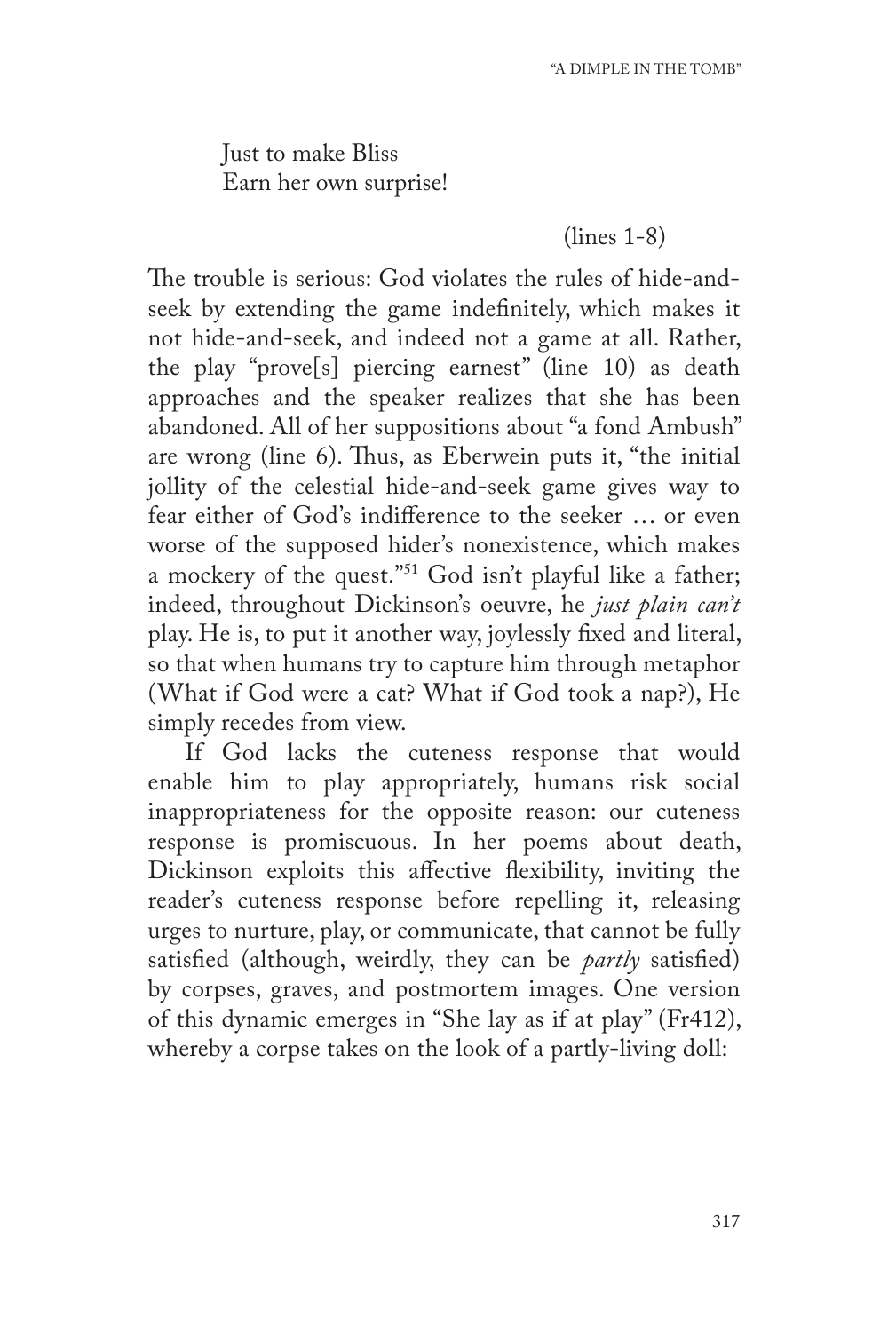Just to make Bliss  
Earn her own surprise!

(lines 1-8)

The trouble is serious: God violates the rules of hide-and-seek by extending the game indefinitely, which makes it not hide-and-seek, and indeed not a game at all. Rather, the play "prove[s] piercing earnest" (line 10) as death approaches and the speaker realizes that she has been abandoned. All of her suppositions about "a fond Ambush" are wrong (line 6). Thus, as Eberwein puts it, "the initial jollity of the celestial hide-and-seek game gives way to fear either of God's indifference to the seeker … or even worse of the supposed hider's nonexistence, which makes a mockery of the quest."[51] God isn't playful like a father; indeed, throughout Dickinson's oeuvre, he *just plain can't* play. He is, to put it another way, joylessly fixed and literal, so that when humans try to capture him through metaphor (What if God were a cat? What if God took a nap?), He simply recedes from view.

If God lacks the cuteness response that would enable him to play appropriately, humans risk social inappropriateness for the opposite reason: our cuteness response is promiscuous. In her poems about death, Dickinson exploits this affective flexibility, inviting the reader's cuteness response before repelling it, releasing urges to nurture, play, or communicate, that cannot be fully satisfied (although, weirdly, they can be *partly* satisfied) by corpses, graves, and postmortem images. One version of this dynamic emerges in "She lay as if at play" (Fr412), whereby a corpse takes on the look of a partly-living doll: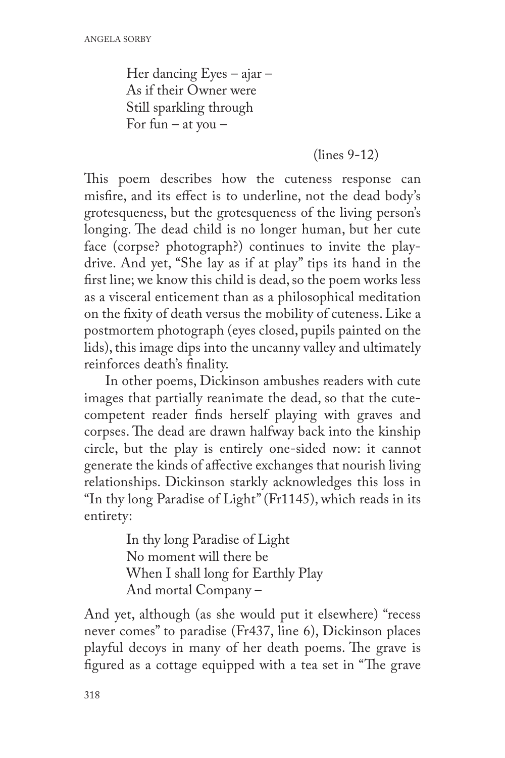> Her dancing Eyes – ajar –
> As if their Owner were
> Still sparkling through
> For fun – at you –
>
> (lines 9-12)

This poem describes how the cuteness response can misfire, and its effect is to underline, not the dead body's grotesqueness, but the grotesqueness of the living person's longing. The dead child is no longer human, but her cute face (corpse? photograph?) continues to invite the play-drive. And yet, "She lay as if at play" tips its hand in the first line; we know this child is dead, so the poem works less as a visceral enticement than as a philosophical meditation on the fixity of death versus the mobility of cuteness. Like a postmortem photograph (eyes closed, pupils painted on the lids), this image dips into the uncanny valley and ultimately reinforces death's finality.

In other poems, Dickinson ambushes readers with cute images that partially reanimate the dead, so that the cute-competent reader finds herself playing with graves and corpses. The dead are drawn halfway back into the kinship circle, but the play is entirely one-sided now: it cannot generate the kinds of affective exchanges that nourish living relationships. Dickinson starkly acknowledges this loss in "In thy long Paradise of Light" (Fr1145), which reads in its entirety:

> In thy long Paradise of Light
> No moment will there be
> When I shall long for Earthly Play
> And mortal Company –

And yet, although (as she would put it elsewhere) "recess never comes" to paradise (Fr437, line 6), Dickinson places playful decoys in many of her death poems. The grave is figured as a cottage equipped with a tea set in "The grave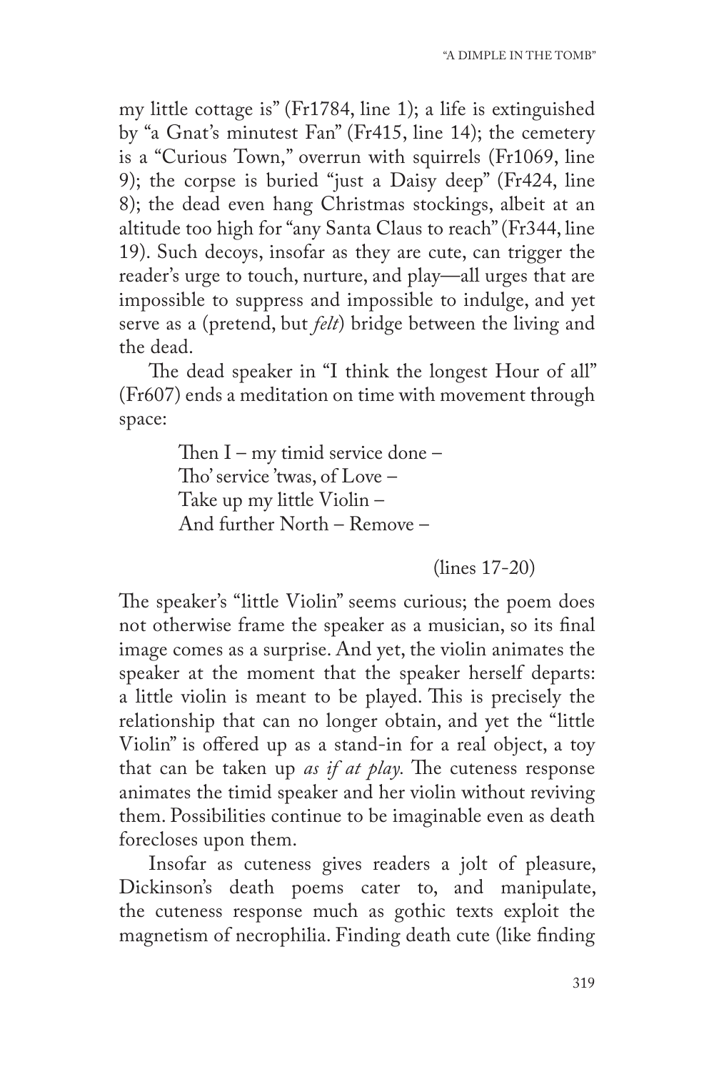my little cottage is" (Fr1784, line 1); a life is extinguished by "a Gnat's minutest Fan" (Fr415, line 14); the cemetery is a "Curious Town," overrun with squirrels (Fr1069, line 9); the corpse is buried "just a Daisy deep" (Fr424, line 8); the dead even hang Christmas stockings, albeit at an altitude too high for "any Santa Claus to reach" (Fr344, line 19). Such decoys, insofar as they are cute, can trigger the reader's urge to touch, nurture, and play—all urges that are impossible to suppress and impossible to indulge, and yet serve as a (pretend, but *felt*) bridge between the living and the dead.

The dead speaker in "I think the longest Hour of all" (Fr607) ends a meditation on time with movement through space:

> Then I – my timid service done –
> Tho' service 'twas, of Love –
> Take up my little Violin –
> And further North – Remove –
>
> (lines 17-20)

The speaker's "little Violin" seems curious; the poem does not otherwise frame the speaker as a musician, so its final image comes as a surprise. And yet, the violin animates the speaker at the moment that the speaker herself departs: a little violin is meant to be played. This is precisely the relationship that can no longer obtain, and yet the "little Violin" is offered up as a stand-in for a real object, a toy that can be taken up *as if at play.* The cuteness response animates the timid speaker and her violin without reviving them. Possibilities continue to be imaginable even as death forecloses upon them.

Insofar as cuteness gives readers a jolt of pleasure, Dickinson's death poems cater to, and manipulate, the cuteness response much as gothic texts exploit the magnetism of necrophilia. Finding death cute (like finding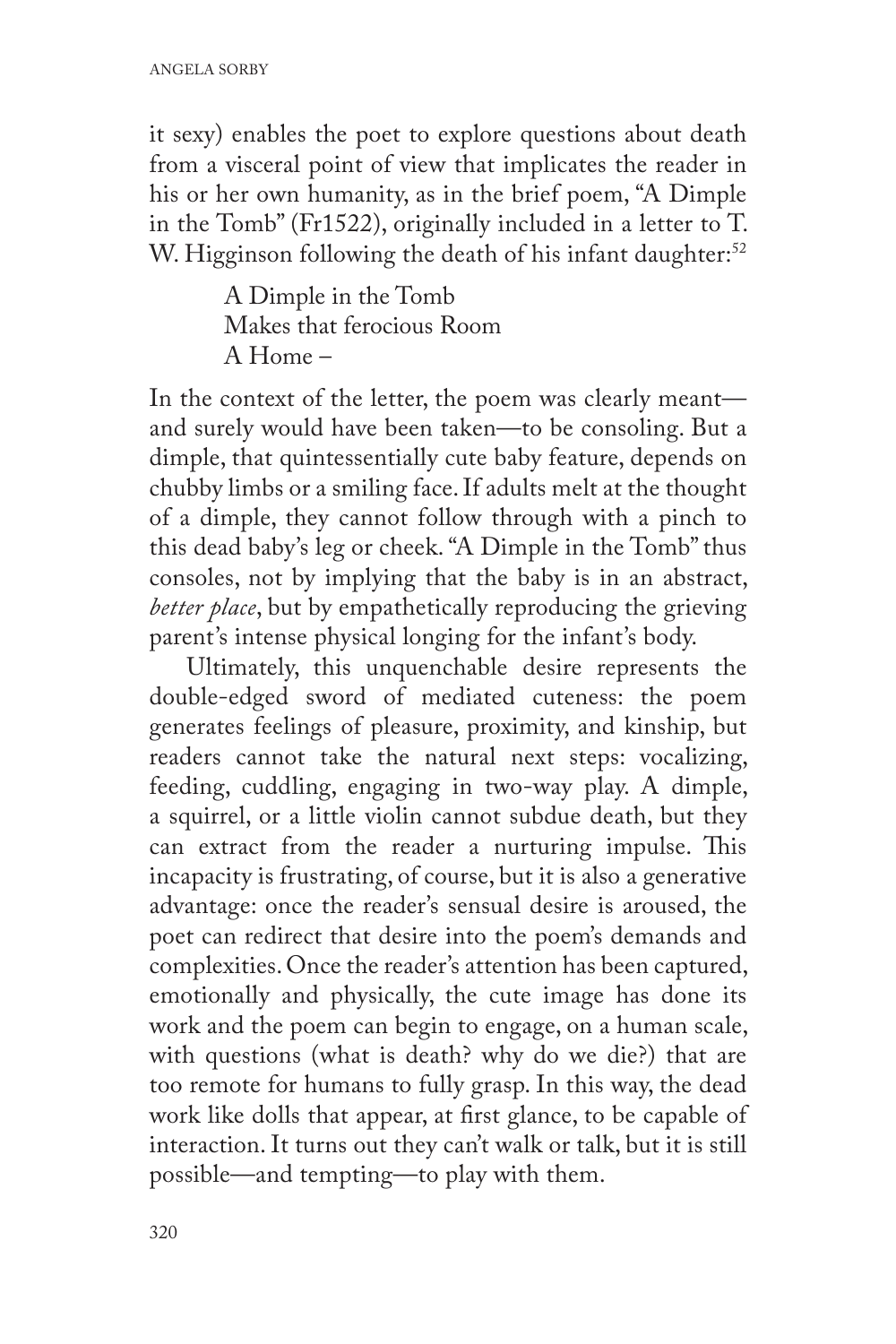it sexy) enables the poet to explore questions about death from a visceral point of view that implicates the reader in his or her own humanity, as in the brief poem, "A Dimple in the Tomb" (Fr1522), originally included in a letter to T. W. Higginson following the death of his infant daughter:[52]

> A Dimple in the Tomb  
> Makes that ferocious Room  
> A Home –

In the context of the letter, the poem was clearly meant—and surely would have been taken—to be consoling. But a dimple, that quintessentially cute baby feature, depends on chubby limbs or a smiling face. If adults melt at the thought of a dimple, they cannot follow through with a pinch to this dead baby's leg or cheek. "A Dimple in the Tomb" thus consoles, not by implying that the baby is in an abstract, *better place*, but by empathetically reproducing the grieving parent's intense physical longing for the infant's body.

Ultimately, this unquenchable desire represents the double-edged sword of mediated cuteness: the poem generates feelings of pleasure, proximity, and kinship, but readers cannot take the natural next steps: vocalizing, feeding, cuddling, engaging in two-way play. A dimple, a squirrel, or a little violin cannot subdue death, but they can extract from the reader a nurturing impulse. This incapacity is frustrating, of course, but it is also a generative advantage: once the reader's sensual desire is aroused, the poet can redirect that desire into the poem's demands and complexities. Once the reader's attention has been captured, emotionally and physically, the cute image has done its work and the poem can begin to engage, on a human scale, with questions (what is death? why do we die?) that are too remote for humans to fully grasp. In this way, the dead work like dolls that appear, at first glance, to be capable of interaction. It turns out they can't walk or talk, but it is still possible—and tempting—to play with them.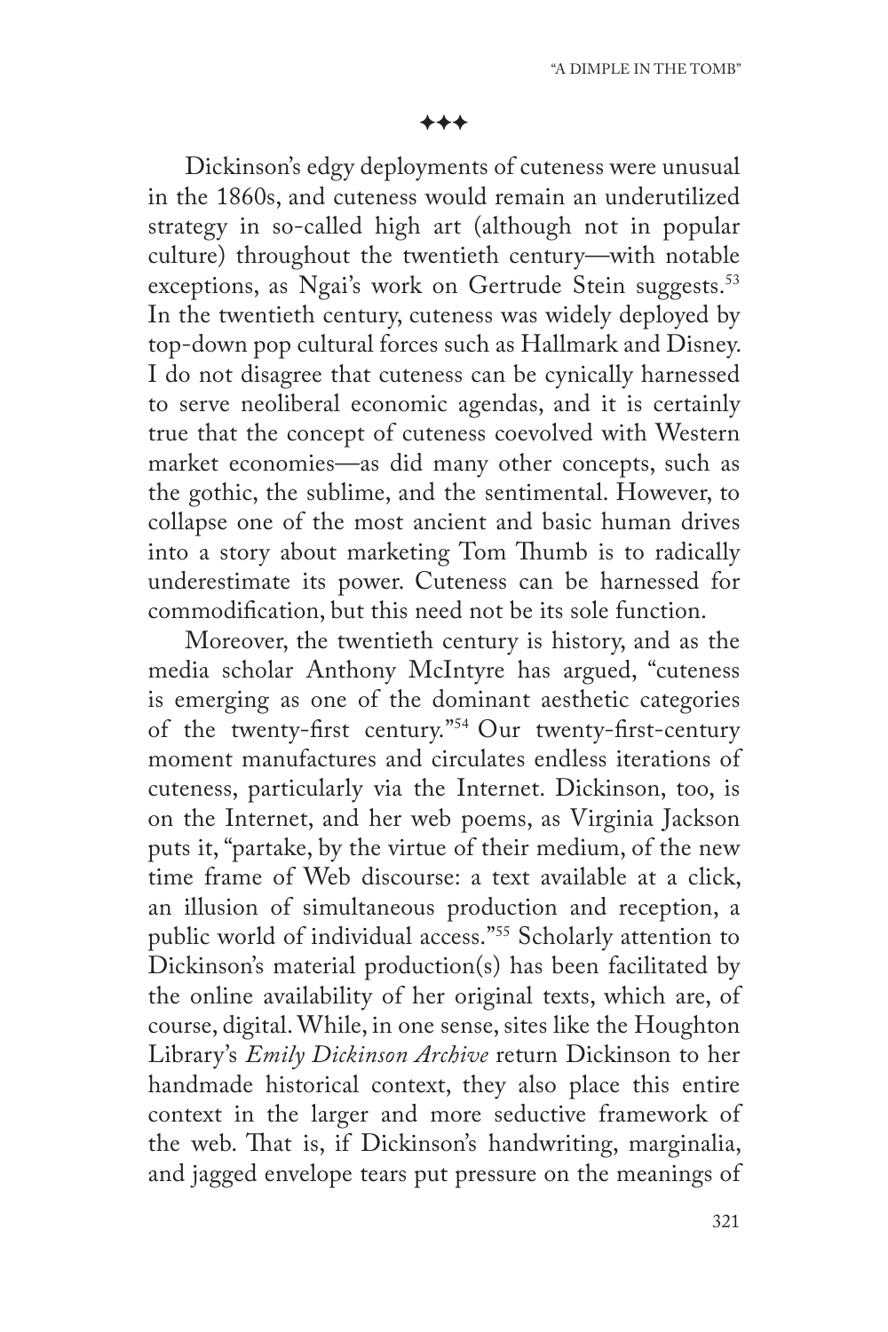✦✦✦

Dickinson's edgy deployments of cuteness were unusual in the 1860s, and cuteness would remain an underutilized strategy in so-called high art (although not in popular culture) throughout the twentieth century—with notable exceptions, as Ngai's work on Gertrude Stein suggests.[53] In the twentieth century, cuteness was widely deployed by top-down pop cultural forces such as Hallmark and Disney. I do not disagree that cuteness can be cynically harnessed to serve neoliberal economic agendas, and it is certainly true that the concept of cuteness coevolved with Western market economies—as did many other concepts, such as the gothic, the sublime, and the sentimental. However, to collapse one of the most ancient and basic human drives into a story about marketing Tom Thumb is to radically underestimate its power. Cuteness can be harnessed for commodification, but this need not be its sole function.

Moreover, the twentieth century is history, and as the media scholar Anthony McIntyre has argued, "cuteness is emerging as one of the dominant aesthetic categories of the twenty-first century."[54] Our twenty-first-century moment manufactures and circulates endless iterations of cuteness, particularly via the Internet. Dickinson, too, is on the Internet, and her web poems, as Virginia Jackson puts it, "partake, by the virtue of their medium, of the new time frame of Web discourse: a text available at a click, an illusion of simultaneous production and reception, a public world of individual access."[55] Scholarly attention to Dickinson's material production(s) has been facilitated by the online availability of her original texts, which are, of course, digital. While, in one sense, sites like the Houghton Library's *Emily Dickinson Archive* return Dickinson to her handmade historical context, they also place this entire context in the larger and more seductive framework of the web. That is, if Dickinson's handwriting, marginalia, and jagged envelope tears put pressure on the meanings of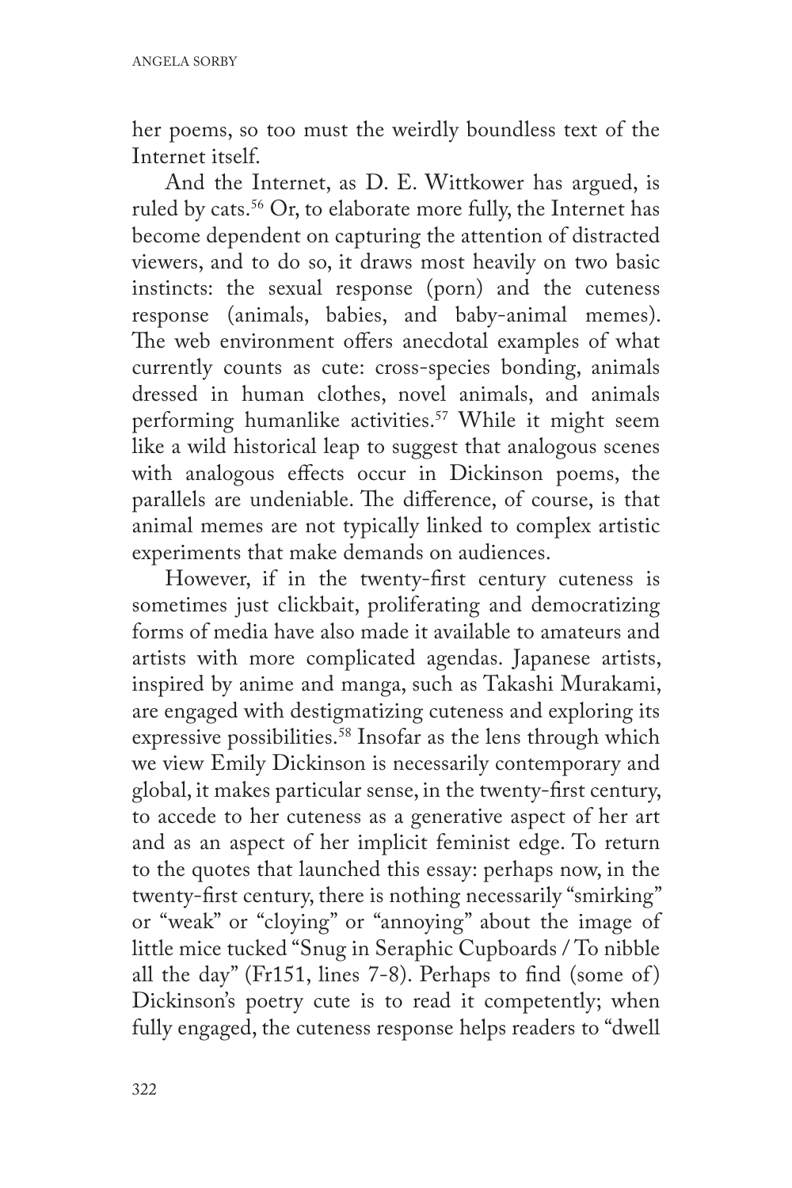her poems, so too must the weirdly boundless text of the Internet itself.

And the Internet, as D. E. Wittkower has argued, is ruled by cats.[56] Or, to elaborate more fully, the Internet has become dependent on capturing the attention of distracted viewers, and to do so, it draws most heavily on two basic instincts: the sexual response (porn) and the cuteness response (animals, babies, and baby-animal memes). The web environment offers anecdotal examples of what currently counts as cute: cross-species bonding, animals dressed in human clothes, novel animals, and animals performing humanlike activities.[57] While it might seem like a wild historical leap to suggest that analogous scenes with analogous effects occur in Dickinson poems, the parallels are undeniable. The difference, of course, is that animal memes are not typically linked to complex artistic experiments that make demands on audiences.

However, if in the twenty-first century cuteness is sometimes just clickbait, proliferating and democratizing forms of media have also made it available to amateurs and artists with more complicated agendas. Japanese artists, inspired by anime and manga, such as Takashi Murakami, are engaged with destigmatizing cuteness and exploring its expressive possibilities.[58] Insofar as the lens through which we view Emily Dickinson is necessarily contemporary and global, it makes particular sense, in the twenty-first century, to accede to her cuteness as a generative aspect of her art and as an aspect of her implicit feminist edge. To return to the quotes that launched this essay: perhaps now, in the twenty-first century, there is nothing necessarily "smirking" or "weak" or "cloying" or "annoying" about the image of little mice tucked "Snug in Seraphic Cupboards / To nibble all the day" (Fr151, lines 7-8). Perhaps to find (some of) Dickinson's poetry cute is to read it competently; when fully engaged, the cuteness response helps readers to "dwell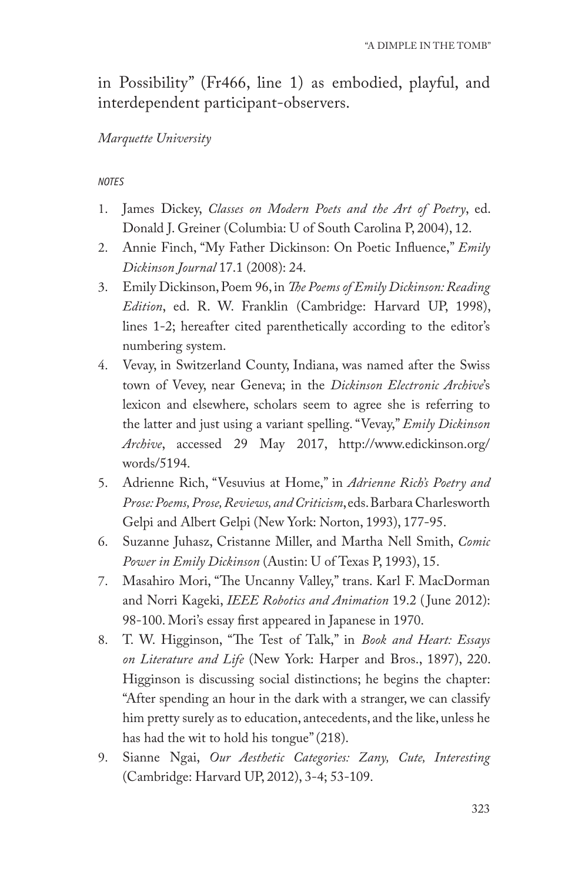in Possibility" (Fr466, line 1) as embodied, playful, and interdependent participant-observers.

*Marquette University*

*NOTES*

1. James Dickey, *Classes on Modern Poets and the Art of Poetry*, ed. Donald J. Greiner (Columbia: U of South Carolina P, 2004), 12.
2. Annie Finch, "My Father Dickinson: On Poetic Influence," *Emily Dickinson Journal* 17.1 (2008): 24.
3. Emily Dickinson, Poem 96, in *The Poems of Emily Dickinson: Reading Edition*, ed. R. W. Franklin (Cambridge: Harvard UP, 1998), lines 1-2; hereafter cited parenthetically according to the editor's numbering system.
4. Vevay, in Switzerland County, Indiana, was named after the Swiss town of Vevey, near Geneva; in the *Dickinson Electronic Archive*'s lexicon and elsewhere, scholars seem to agree she is referring to the latter and just using a variant spelling. "Vevay," *Emily Dickinson Archive*, accessed 29 May 2017, http://www.edickinson.org/words/5194.
5. Adrienne Rich, "Vesuvius at Home," in *Adrienne Rich's Poetry and Prose: Poems, Prose, Reviews, and Criticism*, eds. Barbara Charlesworth Gelpi and Albert Gelpi (New York: Norton, 1993), 177-95.
6. Suzanne Juhasz, Cristanne Miller, and Martha Nell Smith, *Comic Power in Emily Dickinson* (Austin: U of Texas P, 1993), 15.
7. Masahiro Mori, "The Uncanny Valley," trans. Karl F. MacDorman and Norri Kageki, *IEEE Robotics and Animation* 19.2 (June 2012): 98-100. Mori's essay first appeared in Japanese in 1970.
8. T. W. Higginson, "The Test of Talk," in *Book and Heart: Essays on Literature and Life* (New York: Harper and Bros., 1897), 220. Higginson is discussing social distinctions; he begins the chapter: "After spending an hour in the dark with a stranger, we can classify him pretty surely as to education, antecedents, and the like, unless he has had the wit to hold his tongue" (218).
9. Sianne Ngai, *Our Aesthetic Categories: Zany, Cute, Interesting* (Cambridge: Harvard UP, 2012), 3-4; 53-109.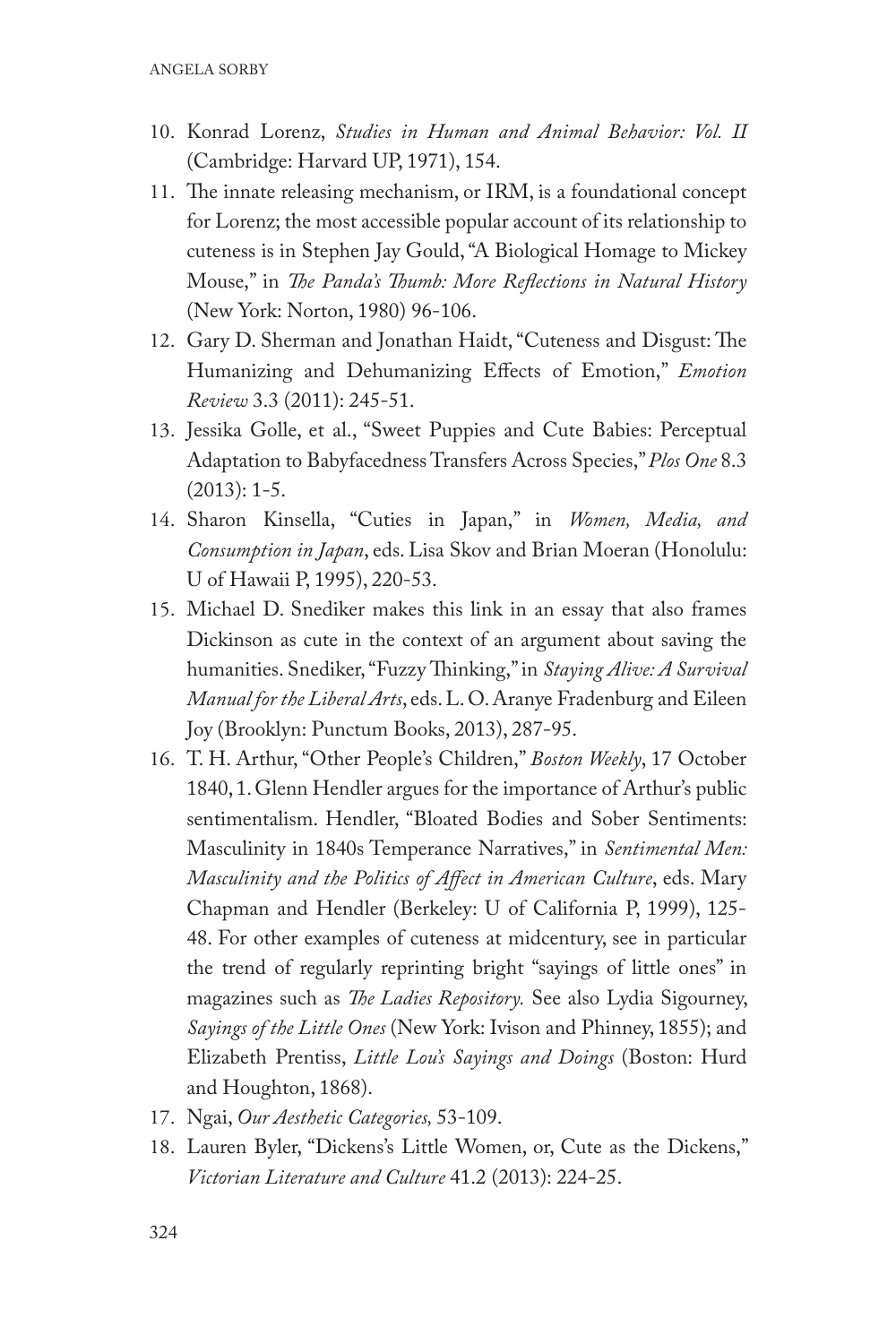10. Konrad Lorenz, *Studies in Human and Animal Behavior: Vol. II* (Cambridge: Harvard UP, 1971), 154.
11. The innate releasing mechanism, or IRM, is a foundational concept for Lorenz; the most accessible popular account of its relationship to cuteness is in Stephen Jay Gould, "A Biological Homage to Mickey Mouse," in *The Panda's Thumb: More Reflections in Natural History* (New York: Norton, 1980) 96-106.
12. Gary D. Sherman and Jonathan Haidt, "Cuteness and Disgust: The Humanizing and Dehumanizing Effects of Emotion," *Emotion Review* 3.3 (2011): 245-51.
13. Jessika Golle, et al., "Sweet Puppies and Cute Babies: Perceptual Adaptation to Babyfacedness Transfers Across Species," *Plos One* 8.3 (2013): 1-5.
14. Sharon Kinsella, "Cuties in Japan," in *Women, Media, and Consumption in Japan*, eds. Lisa Skov and Brian Moeran (Honolulu: U of Hawaii P, 1995), 220-53.
15. Michael D. Snediker makes this link in an essay that also frames Dickinson as cute in the context of an argument about saving the humanities. Snediker, "Fuzzy Thinking," in *Staying Alive: A Survival Manual for the Liberal Arts*, eds. L. O. Aranye Fradenburg and Eileen Joy (Brooklyn: Punctum Books, 2013), 287-95.
16. T. H. Arthur, "Other People's Children," *Boston Weekly*, 17 October 1840, 1. Glenn Hendler argues for the importance of Arthur's public sentimentalism. Hendler, "Bloated Bodies and Sober Sentiments: Masculinity in 1840s Temperance Narratives," in *Sentimental Men: Masculinity and the Politics of Affect in American Culture*, eds. Mary Chapman and Hendler (Berkeley: U of California P, 1999), 125-48. For other examples of cuteness at midcentury, see in particular the trend of regularly reprinting bright "sayings of little ones" in magazines such as *The Ladies Repository.* See also Lydia Sigourney, *Sayings of the Little Ones* (New York: Ivison and Phinney, 1855); and Elizabeth Prentiss, *Little Lou's Sayings and Doings* (Boston: Hurd and Houghton, 1868).
17. Ngai, *Our Aesthetic Categories,* 53-109.
18. Lauren Byler, "Dickens's Little Women, or, Cute as the Dickens," *Victorian Literature and Culture* 41.2 (2013): 224-25.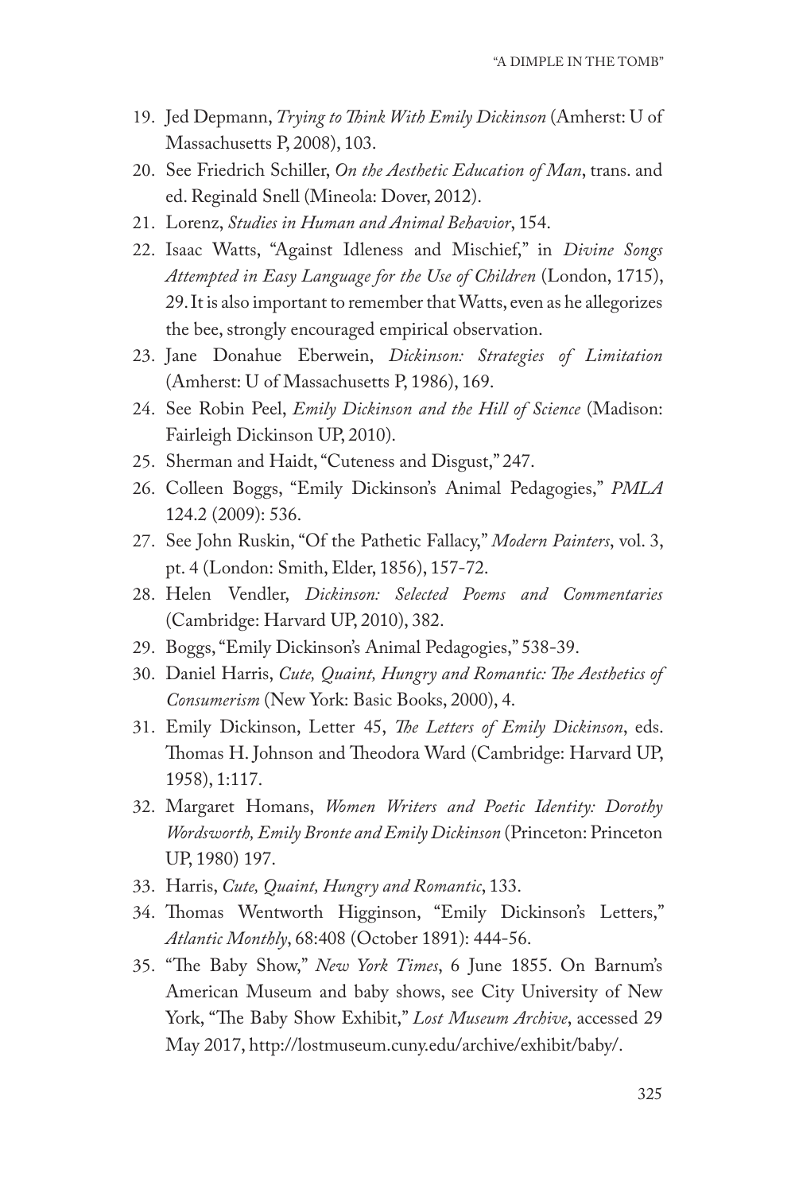19. Jed Depmann, *Trying to Think With Emily Dickinson* (Amherst: U of Massachusetts P, 2008), 103.
20. See Friedrich Schiller, *On the Aesthetic Education of Man*, trans. and ed. Reginald Snell (Mineola: Dover, 2012).
21. Lorenz, *Studies in Human and Animal Behavior*, 154.
22. Isaac Watts, "Against Idleness and Mischief," in *Divine Songs Attempted in Easy Language for the Use of Children* (London, 1715), 29. It is also important to remember that Watts, even as he allegorizes the bee, strongly encouraged empirical observation.
23. Jane Donahue Eberwein, *Dickinson: Strategies of Limitation* (Amherst: U of Massachusetts P, 1986), 169.
24. See Robin Peel, *Emily Dickinson and the Hill of Science* (Madison: Fairleigh Dickinson UP, 2010).
25. Sherman and Haidt, "Cuteness and Disgust," 247.
26. Colleen Boggs, "Emily Dickinson's Animal Pedagogies," *PMLA* 124.2 (2009): 536.
27. See John Ruskin, "Of the Pathetic Fallacy," *Modern Painters*, vol. 3, pt. 4 (London: Smith, Elder, 1856), 157-72.
28. Helen Vendler, *Dickinson: Selected Poems and Commentaries* (Cambridge: Harvard UP, 2010), 382.
29. Boggs, "Emily Dickinson's Animal Pedagogies," 538-39.
30. Daniel Harris, *Cute, Quaint, Hungry and Romantic: The Aesthetics of Consumerism* (New York: Basic Books, 2000), 4.
31. Emily Dickinson, Letter 45, *The Letters of Emily Dickinson*, eds. Thomas H. Johnson and Theodora Ward (Cambridge: Harvard UP, 1958), 1:117.
32. Margaret Homans, *Women Writers and Poetic Identity: Dorothy Wordsworth, Emily Bronte and Emily Dickinson* (Princeton: Princeton UP, 1980) 197.
33. Harris, *Cute, Quaint, Hungry and Romantic*, 133.
34. Thomas Wentworth Higginson, "Emily Dickinson's Letters," *Atlantic Monthly*, 68:408 (October 1891): 444-56.
35. "The Baby Show," *New York Times*, 6 June 1855. On Barnum's American Museum and baby shows, see City University of New York, "The Baby Show Exhibit," *Lost Museum Archive*, accessed 29 May 2017, http://lostmuseum.cuny.edu/archive/exhibit/baby/.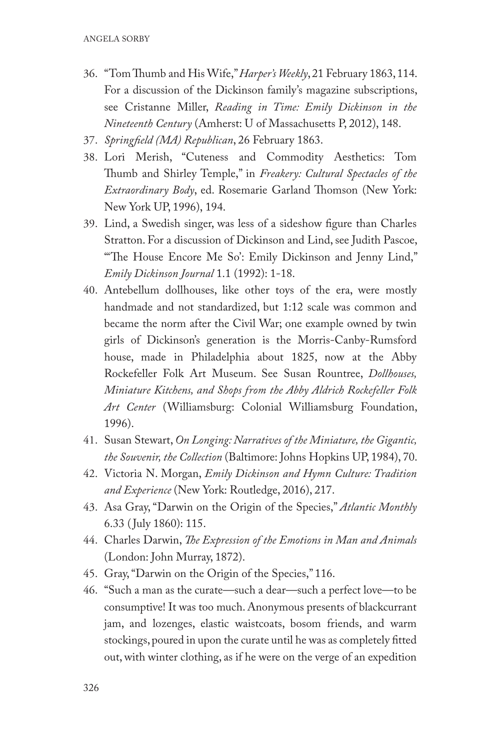36. "Tom Thumb and His Wife," *Harper's Weekly*, 21 February 1863, 114. For a discussion of the Dickinson family's magazine subscriptions, see Cristanne Miller, *Reading in Time: Emily Dickinson in the Nineteenth Century* (Amherst: U of Massachusetts P, 2012), 148.
37. *Springfield (MA) Republican*, 26 February 1863.
38. Lori Merish, "Cuteness and Commodity Aesthetics: Tom Thumb and Shirley Temple," in *Freakery: Cultural Spectacles of the Extraordinary Body*, ed. Rosemarie Garland Thomson (New York: New York UP, 1996), 194.
39. Lind, a Swedish singer, was less of a sideshow figure than Charles Stratton. For a discussion of Dickinson and Lind, see Judith Pascoe, "'The House Encore Me So': Emily Dickinson and Jenny Lind," *Emily Dickinson Journal* 1.1 (1992): 1-18.
40. Antebellum dollhouses, like other toys of the era, were mostly handmade and not standardized, but 1:12 scale was common and became the norm after the Civil War; one example owned by twin girls of Dickinson's generation is the Morris-Canby-Rumsford house, made in Philadelphia about 1825, now at the Abby Rockefeller Folk Art Museum. See Susan Rountree, *Dollhouses, Miniature Kitchens, and Shops from the Abby Aldrich Rockefeller Folk Art Center* (Williamsburg: Colonial Williamsburg Foundation, 1996).
41. Susan Stewart, *On Longing: Narratives of the Miniature, the Gigantic, the Souvenir, the Collection* (Baltimore: Johns Hopkins UP, 1984), 70.
42. Victoria N. Morgan, *Emily Dickinson and Hymn Culture: Tradition and Experience* (New York: Routledge, 2016), 217.
43. Asa Gray, "Darwin on the Origin of the Species," *Atlantic Monthly* 6.33 (July 1860): 115.
44. Charles Darwin, *The Expression of the Emotions in Man and Animals* (London: John Murray, 1872).
45. Gray, "Darwin on the Origin of the Species," 116.
46. "Such a man as the curate—such a dear—such a perfect love—to be consumptive! It was too much. Anonymous presents of blackcurrant jam, and lozenges, elastic waistcoats, bosom friends, and warm stockings, poured in upon the curate until he was as completely fitted out, with winter clothing, as if he were on the verge of an expedition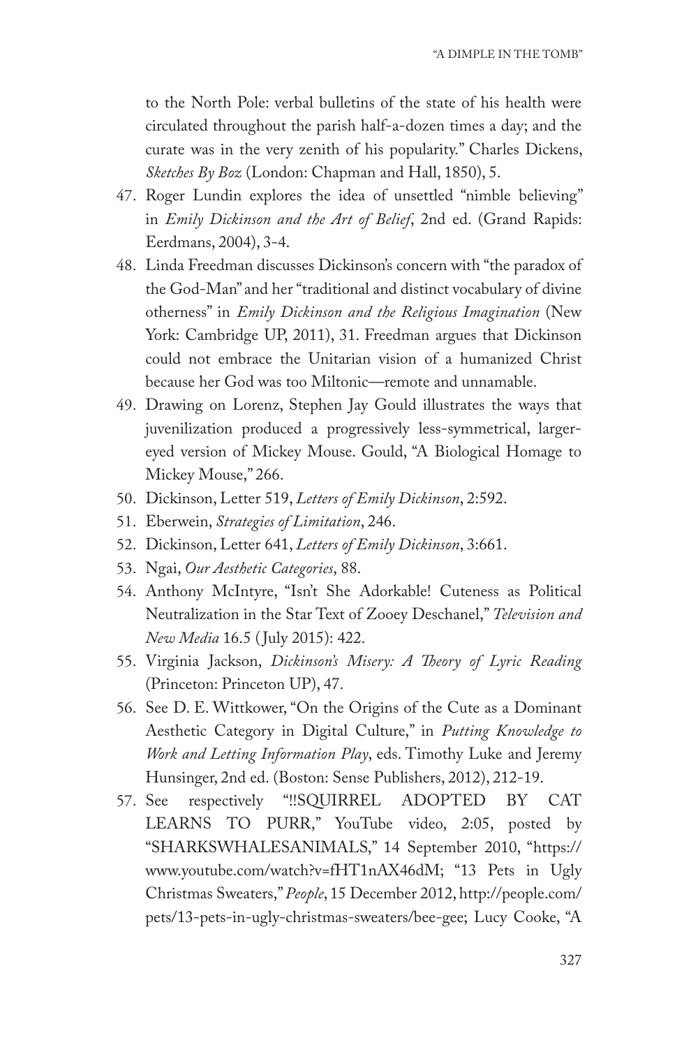to the North Pole: verbal bulletins of the state of his health were circulated throughout the parish half-a-dozen times a day; and the curate was in the very zenith of his popularity." Charles Dickens, *Sketches By Boz* (London: Chapman and Hall, 1850), 5.

47. Roger Lundin explores the idea of unsettled "nimble believing" in *Emily Dickinson and the Art of Belief*, 2nd ed. (Grand Rapids: Eerdmans, 2004), 3-4.
48. Linda Freedman discusses Dickinson's concern with "the paradox of the God-Man" and her "traditional and distinct vocabulary of divine otherness" in *Emily Dickinson and the Religious Imagination* (New York: Cambridge UP, 2011), 31. Freedman argues that Dickinson could not embrace the Unitarian vision of a humanized Christ because her God was too Miltonic—remote and unnamable.
49. Drawing on Lorenz, Stephen Jay Gould illustrates the ways that juvenilization produced a progressively less-symmetrical, larger-eyed version of Mickey Mouse. Gould, "A Biological Homage to Mickey Mouse," 266.
50. Dickinson, Letter 519, *Letters of Emily Dickinson*, 2:592.
51. Eberwein, *Strategies of Limitation*, 246.
52. Dickinson, Letter 641, *Letters of Emily Dickinson*, 3:661.
53. Ngai, *Our Aesthetic Categories*, 88.
54. Anthony McIntyre, "Isn't She Adorkable! Cuteness as Political Neutralization in the Star Text of Zooey Deschanel," *Television and New Media* 16.5 (July 2015): 422.
55. Virginia Jackson, *Dickinson's Misery: A Theory of Lyric Reading* (Princeton: Princeton UP), 47.
56. See D. E. Wittkower, "On the Origins of the Cute as a Dominant Aesthetic Category in Digital Culture," in *Putting Knowledge to Work and Letting Information Play*, eds. Timothy Luke and Jeremy Hunsinger, 2nd ed. (Boston: Sense Publishers, 2012), 212-19.
57. See respectively "!!SQUIRREL ADOPTED BY CAT LEARNS TO PURR," YouTube video, 2:05, posted by "SHARKSWHALESANIMALS," 14 September 2010, "https://www.youtube.com/watch?v=fHT1nAX46dM; "13 Pets in Ugly Christmas Sweaters," *People*, 15 December 2012, http://people.com/pets/13-pets-in-ugly-christmas-sweaters/bee-gee; Lucy Cooke, "A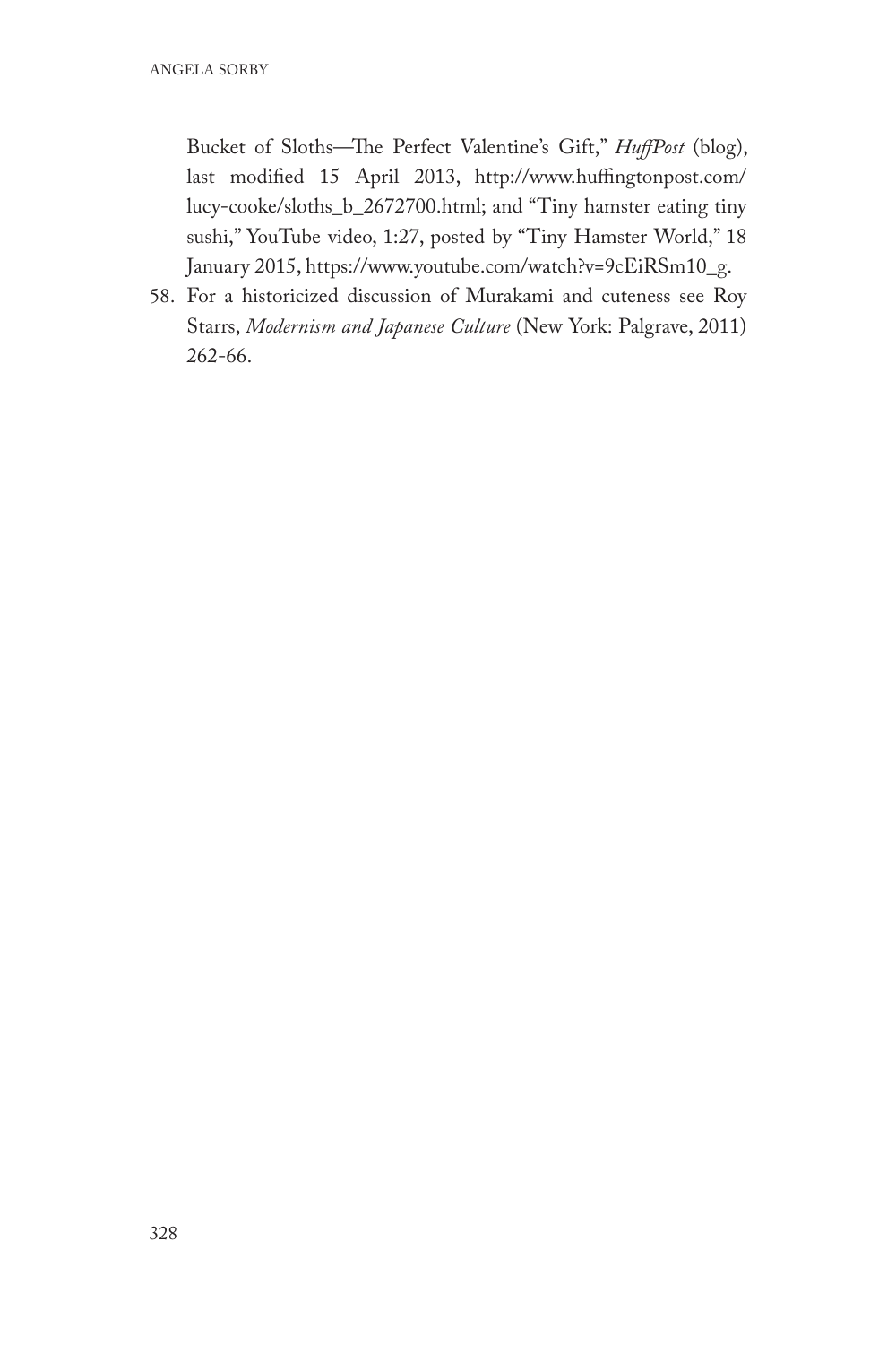Bucket of Sloths—The Perfect Valentine's Gift," *HuffPost* (blog), last modified 15 April 2013, http://www.huffingtonpost.com/lucy-cooke/sloths_b_2672700.html; and "Tiny hamster eating tiny sushi," YouTube video, 1:27, posted by "Tiny Hamster World," 18 January 2015, https://www.youtube.com/watch?v=9cEiRSm10_g.

58. For a historicized discussion of Murakami and cuteness see Roy Starrs, *Modernism and Japanese Culture* (New York: Palgrave, 2011) 262-66.